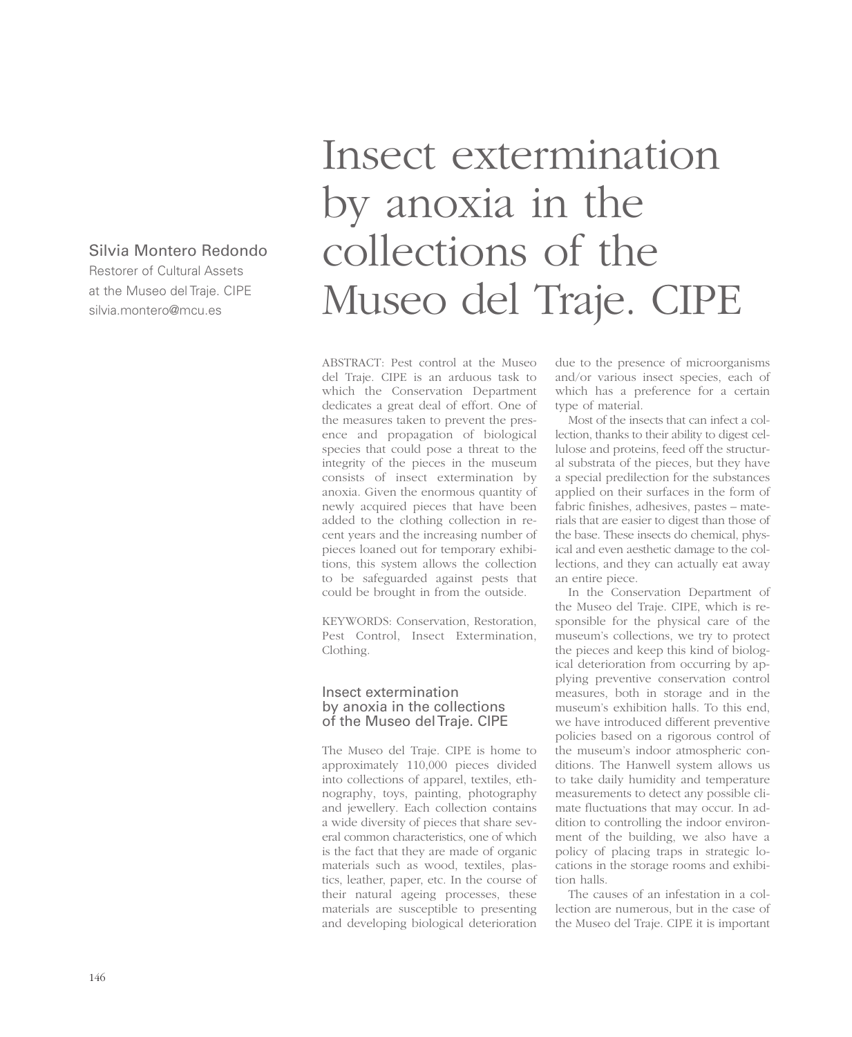Silvia Montero Redondo
Restorer of Cultural Assets at the Museo del Traje. CIPE
silvia.montero@mcu.es

# Insect extermination by anoxia in the collections of the Museo del Traje. CIPE

ABSTRACT: Pest control at the Museo del Traje. CIPE is an arduous task to which the Conservation Department dedicates a great deal of effort. One of the measures taken to prevent the presence and propagation of biological species that could pose a threat to the integrity of the pieces in the museum consists of insect extermination by anoxia. Given the enormous quantity of newly acquired pieces that have been added to the clothing collection in recent years and the increasing number of pieces loaned out for temporary exhibitions, this system allows the collection to be safeguarded against pests that could be brought in from the outside.

KEYWORDS: Conservation, Restoration, Pest Control, Insect Extermination, Clothing.

## Insect extermination by anoxia in the collections of the Museo del Traje. CIPE

The Museo del Traje. CIPE is home to approximately 110,000 pieces divided into collections of apparel, textiles, ethnography, toys, painting, photography and jewellery. Each collection contains a wide diversity of pieces that share several common characteristics, one of which is the fact that they are made of organic materials such as wood, textiles, plastics, leather, paper, etc. In the course of their natural ageing processes, these materials are susceptible to presenting and developing biological deterioration due to the presence of microorganisms and/or various insect species, each of which has a preference for a certain type of material.

Most of the insects that can infect a collection, thanks to their ability to digest cellulose and proteins, feed off the structural substrata of the pieces, but they have a special predilection for the substances applied on their surfaces in the form of fabric finishes, adhesives, pastes – materials that are easier to digest than those of the base. These insects do chemical, physical and even aesthetic damage to the collections, and they can actually eat away an entire piece.

In the Conservation Department of the Museo del Traje. CIPE, which is responsible for the physical care of the museum's collections, we try to protect the pieces and keep this kind of biological deterioration from occurring by applying preventive conservation control measures, both in storage and in the museum's exhibition halls. To this end, we have introduced different preventive policies based on a rigorous control of the museum's indoor atmospheric conditions. The Hanwell system allows us to take daily humidity and temperature measurements to detect any possible climate fluctuations that may occur. In addition to controlling the indoor environment of the building, we also have a policy of placing traps in strategic locations in the storage rooms and exhibition halls.

The causes of an infestation in a collection are numerous, but in the case of the Museo del Traje. CIPE it is important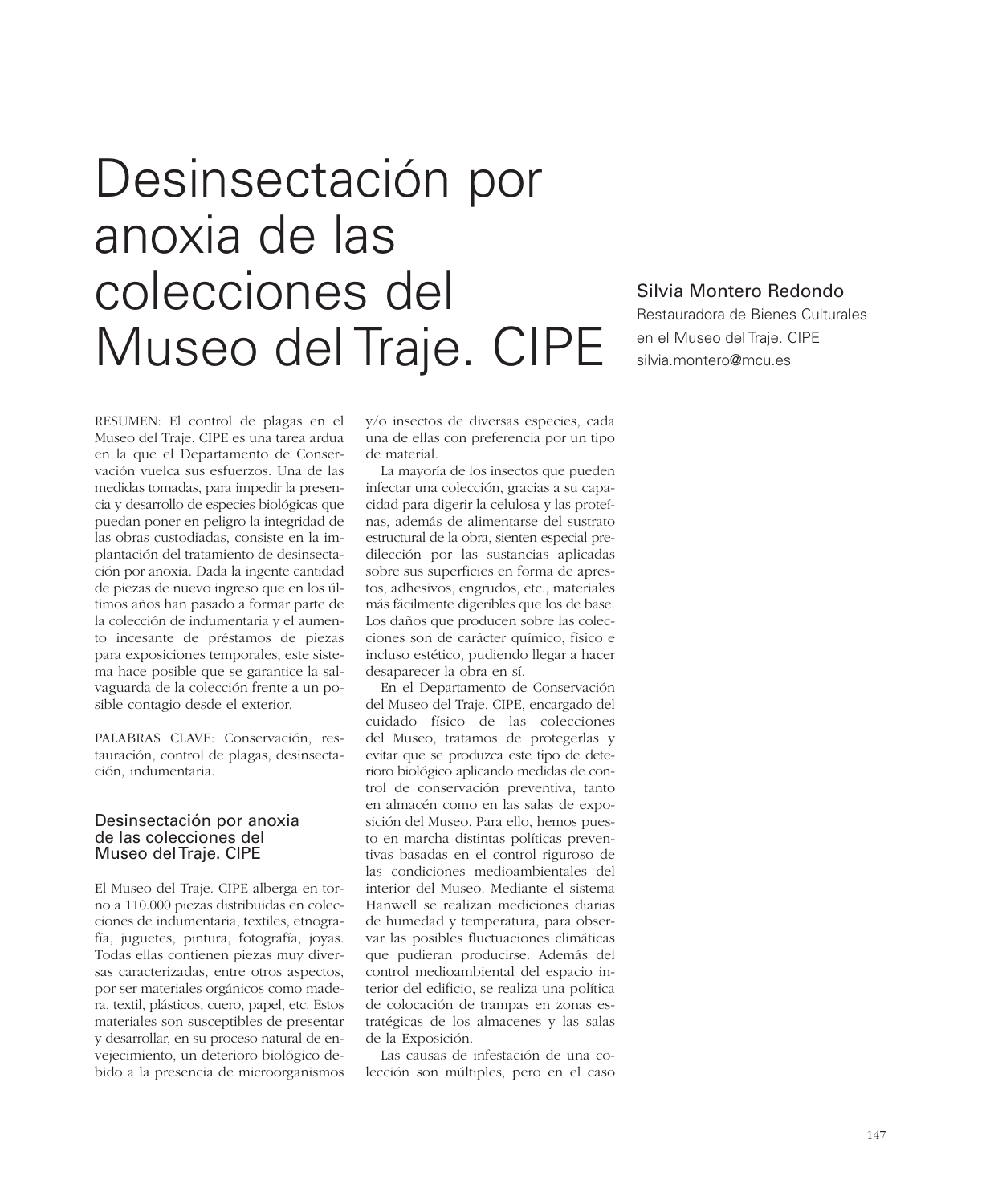# Desinsectación por anoxia de las colecciones del Museo del Traje. CIPE

**Silvia Montero Redondo**
Restauradora de Bienes Culturales en el Museo del Traje. CIPE
silvia.montero@mcu.es

RESUMEN: El control de plagas en el Museo del Traje. CIPE es una tarea ardua en la que el Departamento de Conservación vuelca sus esfuerzos. Una de las medidas tomadas, para impedir la presencia y desarrollo de especies biológicas que puedan poner en peligro la integridad de las obras custodiadas, consiste en la implantación del tratamiento de desinsectación por anoxia. Dada la ingente cantidad de piezas de nuevo ingreso que en los últimos años han pasado a formar parte de la colección de indumentaria y el aumento incesante de préstamos de piezas para exposiciones temporales, este sistema hace posible que se garantice la salvaguarda de la colección frente a un posible contagio desde el exterior.

PALABRAS CLAVE: Conservación, restauración, control de plagas, desinsectación, indumentaria.

## Desinsectación por anoxia de las colecciones del Museo del Traje. CIPE

El Museo del Traje. CIPE alberga en torno a 110.000 piezas distribuidas en colecciones de indumentaria, textiles, etnografía, juguetes, pintura, fotografía, joyas. Todas ellas contienen piezas muy diversas caracterizadas, entre otros aspectos, por ser materiales orgánicos como madera, textil, plásticos, cuero, papel, etc. Estos materiales son susceptibles de presentar y desarrollar, en su proceso natural de envejecimiento, un deterioro biológico debido a la presencia de microorganismos y/o insectos de diversas especies, cada una de ellas con preferencia por un tipo de material.

La mayoría de los insectos que pueden infectar una colección, gracias a su capacidad para digerir la celulosa y las proteínas, además de alimentarse del sustrato estructural de la obra, sienten especial predilección por las sustancias aplicadas sobre sus superficies en forma de aprestos, adhesivos, engrudos, etc., materiales más fácilmente digeribles que los de base. Los daños que producen sobre las colecciones son de carácter químico, físico e incluso estético, pudiendo llegar a hacer desaparecer la obra en sí.

En el Departamento de Conservación del Museo del Traje. CIPE, encargado del cuidado físico de las colecciones del Museo, tratamos de protegerlas y evitar que se produzca este tipo de deterioro biológico aplicando medidas de control de conservación preventiva, tanto en almacén como en las salas de exposición del Museo. Para ello, hemos puesto en marcha distintas políticas preventivas basadas en el control riguroso de las condiciones medioambientales del interior del Museo. Mediante el sistema Hanwell se realizan mediciones diarias de humedad y temperatura, para observar las posibles fluctuaciones climáticas que pudieran producirse. Además del control medioambiental del espacio interior del edificio, se realiza una política de colocación de trampas en zonas estratégicas de los almacenes y las salas de la Exposición.

Las causas de infestación de una colección son múltiples, pero en el caso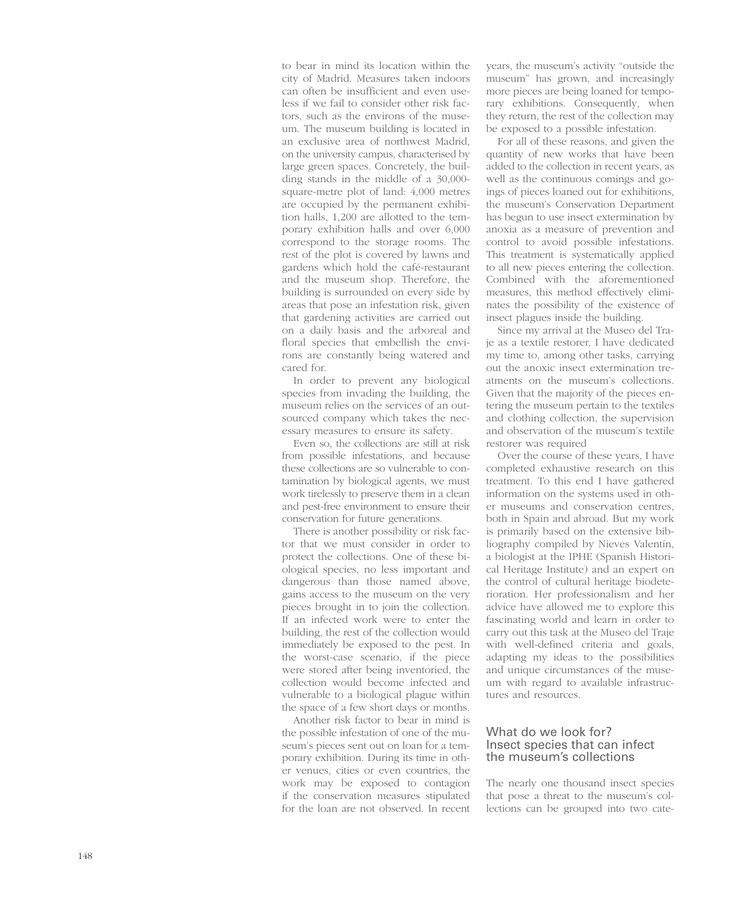to bear in mind its location within the city of Madrid. Measures taken indoors can often be insufficient and even useless if we fail to consider other risk factors, such as the environs of the museum. The museum building is located in an exclusive area of northwest Madrid, on the university campus, characterised by large green spaces. Concretely, the building stands in the middle of a 30,000-square-metre plot of land: 4,000 metres are occupied by the permanent exhibition halls, 1,200 are allotted to the temporary exhibition halls and over 6,000 correspond to the storage rooms. The rest of the plot is covered by lawns and gardens which hold the café-restaurant and the museum shop. Therefore, the building is surrounded on every side by areas that pose an infestation risk, given that gardening activities are carried out on a daily basis and the arboreal and floral species that embellish the environs are constantly being watered and cared for.

In order to prevent any biological species from invading the building, the museum relies on the services of an outsourced company which takes the necessary measures to ensure its safety.

Even so, the collections are still at risk from possible infestations, and because these collections are so vulnerable to contamination by biological agents, we must work tirelessly to preserve them in a clean and pest-free environment to ensure their conservation for future generations.

There is another possibility or risk factor that we must consider in order to protect the collections. One of these biological species, no less important and dangerous than those named above, gains access to the museum on the very pieces brought in to join the collection. If an infected work were to enter the building, the rest of the collection would immediately be exposed to the pest. In the worst-case scenario, if the piece were stored after being inventoried, the collection would become infected and vulnerable to a biological plague within the space of a few short days or months.

Another risk factor to bear in mind is the possible infestation of one of the museum's pieces sent out on loan for a temporary exhibition. During its time in other venues, cities or even countries, the work may be exposed to contagion if the conservation measures stipulated for the loan are not observed. In recent years, the museum's activity "outside the museum" has grown, and increasingly more pieces are being loaned for temporary exhibitions. Consequently, when they return, the rest of the collection may be exposed to a possible infestation.

For all of these reasons, and given the quantity of new works that have been added to the collection in recent years, as well as the continuous comings and goings of pieces loaned out for exhibitions, the museum's Conservation Department has begun to use insect extermination by anoxia as a measure of prevention and control to avoid possible infestations. This treatment is systematically applied to all new pieces entering the collection. Combined with the aforementioned measures, this method effectively eliminates the possibility of the existence of insect plagues inside the building.

Since my arrival at the Museo del Traje as a textile restorer, I have dedicated my time to, among other tasks, carrying out the anoxic insect extermination treatments on the museum's collections. Given that the majority of the pieces entering the museum pertain to the textiles and clothing collection, the supervision and observation of the museum's textile restorer was required

Over the course of these years, I have completed exhaustive research on this treatment. To this end I have gathered information on the systems used in other museums and conservation centres, both in Spain and abroad. But my work is primarily based on the extensive bibliography compiled by Nieves Valentín, a biologist at the IPHE (Spanish Historical Heritage Institute) and an expert on the control of cultural heritage biodeterioration. Her professionalism and her advice have allowed me to explore this fascinating world and learn in order to carry out this task at the Museo del Traje with well-defined criteria and goals, adapting my ideas to the possibilities and unique circumstances of the museum with regard to available infrastructures and resources.

## What do we look for? Insect species that can infect the museum's collections

The nearly one thousand insect species that pose a threat to the museum's collections can be grouped into two cate-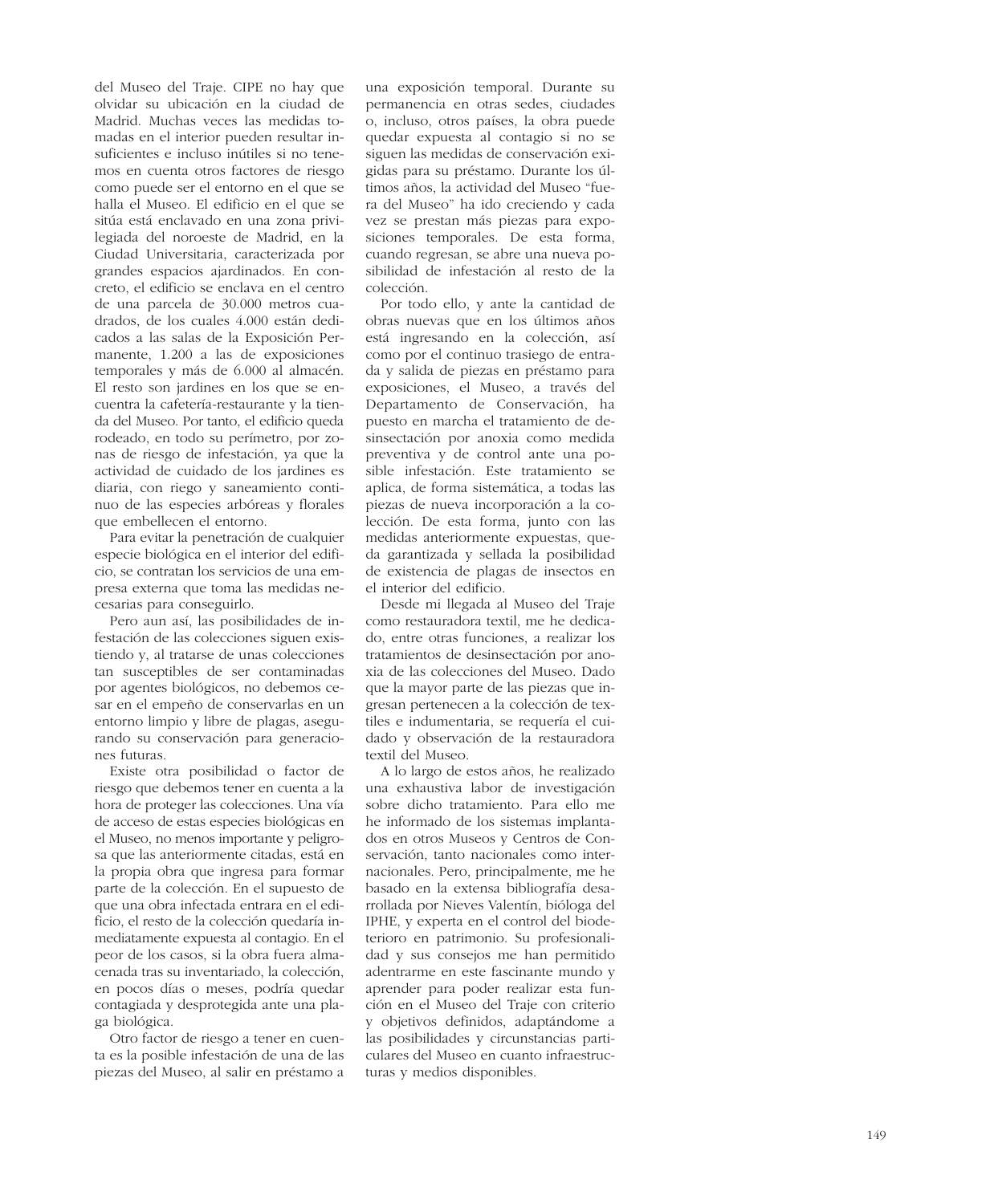del Museo del Traje. CIPE no hay que olvidar su ubicación en la ciudad de Madrid. Muchas veces las medidas tomadas en el interior pueden resultar insuficientes e incluso inútiles si no tenemos en cuenta otros factores de riesgo como puede ser el entorno en el que se halla el Museo. El edificio en el que se sitúa está enclavado en una zona privilegiada del noroeste de Madrid, en la Ciudad Universitaria, caracterizada por grandes espacios ajardinados. En concreto, el edificio se enclava en el centro de una parcela de 30.000 metros cuadrados, de los cuales 4.000 están dedicados a las salas de la Exposición Permanente, 1.200 a las de exposiciones temporales y más de 6.000 al almacén. El resto son jardines en los que se encuentra la cafetería-restaurante y la tienda del Museo. Por tanto, el edificio queda rodeado, en todo su perímetro, por zonas de riesgo de infestación, ya que la actividad de cuidado de los jardines es diaria, con riego y saneamiento continuo de las especies arbóreas y florales que embellecen el entorno.

Para evitar la penetración de cualquier especie biológica en el interior del edificio, se contratan los servicios de una empresa externa que toma las medidas necesarias para conseguirlo.

Pero aun así, las posibilidades de infestación de las colecciones siguen existiendo y, al tratarse de unas colecciones tan susceptibles de ser contaminadas por agentes biológicos, no debemos cesar en el empeño de conservarlas en un entorno limpio y libre de plagas, asegurando su conservación para generaciones futuras.

Existe otra posibilidad o factor de riesgo que debemos tener en cuenta a la hora de proteger las colecciones. Una vía de acceso de estas especies biológicas en el Museo, no menos importante y peligrosa que las anteriormente citadas, está en la propia obra que ingresa para formar parte de la colección. En el supuesto de que una obra infectada entrara en el edificio, el resto de la colección quedaría inmediatamente expuesta al contagio. En el peor de los casos, si la obra fuera almacenada tras su inventariado, la colección, en pocos días o meses, podría quedar contagiada y desprotegida ante una plaga biológica.

Otro factor de riesgo a tener en cuenta es la posible infestación de una de las piezas del Museo, al salir en préstamo a una exposición temporal. Durante su permanencia en otras sedes, ciudades o, incluso, otros países, la obra puede quedar expuesta al contagio si no se siguen las medidas de conservación exigidas para su préstamo. Durante los últimos años, la actividad del Museo "fuera del Museo" ha ido creciendo y cada vez se prestan más piezas para exposiciones temporales. De esta forma, cuando regresan, se abre una nueva posibilidad de infestación al resto de la colección.

Por todo ello, y ante la cantidad de obras nuevas que en los últimos años está ingresando en la colección, así como por el continuo trasiego de entrada y salida de piezas en préstamo para exposiciones, el Museo, a través del Departamento de Conservación, ha puesto en marcha el tratamiento de desinsectación por anoxia como medida preventiva y de control ante una posible infestación. Este tratamiento se aplica, de forma sistemática, a todas las piezas de nueva incorporación a la colección. De esta forma, junto con las medidas anteriormente expuestas, queda garantizada y sellada la posibilidad de existencia de plagas de insectos en el interior del edificio.

Desde mi llegada al Museo del Traje como restauradora textil, me he dedicado, entre otras funciones, a realizar los tratamientos de desinsectación por anoxia de las colecciones del Museo. Dado que la mayor parte de las piezas que ingresan pertenecen a la colección de textiles e indumentaria, se requería el cuidado y observación de la restauradora textil del Museo.

A lo largo de estos años, he realizado una exhaustiva labor de investigación sobre dicho tratamiento. Para ello me he informado de los sistemas implantados en otros Museos y Centros de Conservación, tanto nacionales como internacionales. Pero, principalmente, me he basado en la extensa bibliografía desarrollada por Nieves Valentín, bióloga del IPHE, y experta en el control del biodeterioro en patrimonio. Su profesionalidad y sus consejos me han permitido adentrarme en este fascinante mundo y aprender para poder realizar esta función en el Museo del Traje con criterio y objetivos definidos, adaptándome a las posibilidades y circunstancias particulares del Museo en cuanto infraestructuras y medios disponibles.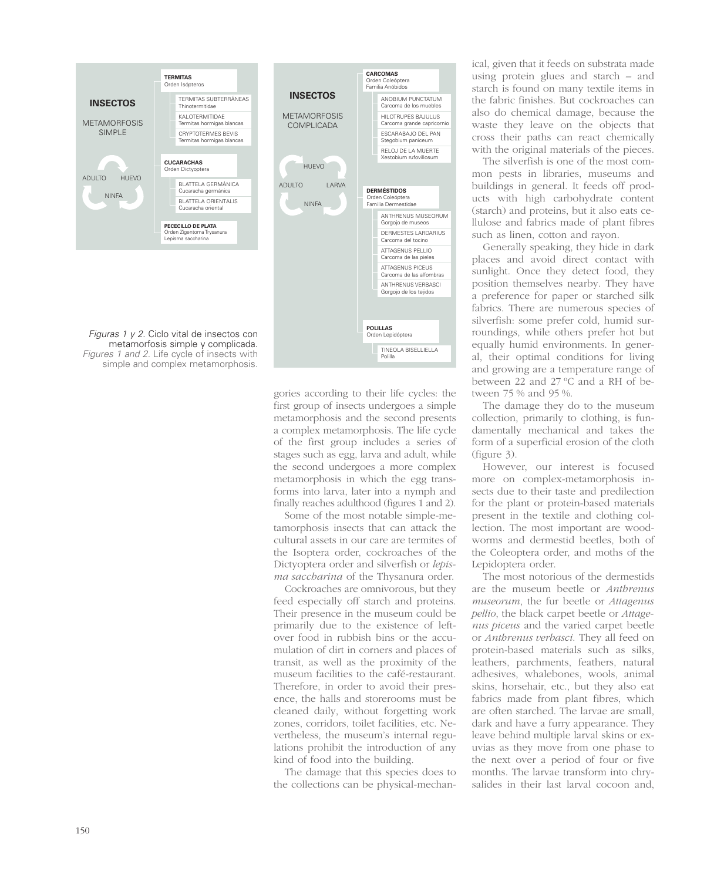**INSECTOS**

METAMORFOSIS SIMPLE

ADULTO — HUEVO — NINFA

**TERMITAS**
Orden Isópteros

- TERMITAS SUBTERRÁNEAS
  Thinotermitidae
- KALOTERMITIDAE
  Termitas hormigas blancas
- CRYPTOTERMES BEVIS
  Termitas hormigas blancas

**CUCARACHAS**
Orden Dictyoptera

- BLATTELA GERMÁNICA
  Cucaracha germánica
- BLATTELA ORIENTALIS
  Cucaracha oriental

**PECECILLO DE PLATA**
Orden Zigentoma Trysanura
Lepisma saccharina

**INSECTOS**

METAMORFOSIS COMPLICADA

HUEVO — LARVA — NINFA — ADULTO

**CARCOMAS**
Orden Coleóptera
Familia Anóbidos

- ANOBIUM PUNCTATUM
  Carcoma de los muebles
- HILOTRUPES BAJULUS
  Carcoma grande capricornio
- ESCARABAJO DEL PAN
  Stegobium paniceum
- RELOJ DE LA MUERTE
  Xestobium rufovillosum

**DERMÉSTIDOS**
Orden Coleóptera
Familia Dermestidae

- ANTHRENUS MUSEORUM
  Gorgojo de museos
- DERMESTES LARDARIUS
  Carcoma del tocino
- ATTAGENUS PELLIO
  Carcoma de las pieles
- ATTAGENUS PICEUS
  Carcoma de las alfombras
- ANTHRENUS VERBASCI
  Gorgojo de los tejidos

**POLILLAS**
Orden Lepidóptera

- TINEOLA BISELLIELLA
  Polilla

*Figuras 1 y 2.* Ciclo vital de insectos con metamorfosis simple y complicada.
*Figures 1 and 2.* Life cycle of insects with simple and complex metamorphosis.

gories according to their life cycles: the first group of insects undergoes a simple metamorphosis and the second presents a complex metamorphosis. The life cycle of the first group includes a series of stages such as egg, larva and adult, while the second undergoes a more complex metamorphosis in which the egg transforms into larva, later into a nymph and finally reaches adulthood (figures 1 and 2).

Some of the most notable simple-metamorphosis insects that can attack the cultural assets in our care are termites of the Isoptera order, cockroaches of the Dictyoptera order and silverfish or *lepisma saccharina* of the Thysanura order.

Cockroaches are omnivorous, but they feed especially off starch and proteins. Their presence in the museum could be primarily due to the existence of leftover food in rubbish bins or the accumulation of dirt in corners and places of transit, as well as the proximity of the museum facilities to the café-restaurant. Therefore, in order to avoid their presence, the halls and storerooms must be cleaned daily, without forgetting work zones, corridors, toilet facilities, etc. Nevertheless, the museum's internal regulations prohibit the introduction of any kind of food into the building.

The damage that this species does to the collections can be physical-mechanical, given that it feeds on substrata made using protein glues and starch – and starch is found on many textile items in the fabric finishes. But cockroaches can also do chemical damage, because the waste they leave on the objects that cross their paths can react chemically with the original materials of the pieces.

The silverfish is one of the most common pests in libraries, museums and buildings in general. It feeds off products with high carbohydrate content (starch) and proteins, but it also eats cellulose and fabrics made of plant fibres such as linen, cotton and rayon.

Generally speaking, they hide in dark places and avoid direct contact with sunlight. Once they detect food, they position themselves nearby. They have a preference for paper or starched silk fabrics. There are numerous species of silverfish: some prefer cold, humid surroundings, while others prefer hot but equally humid environments. In general, their optimal conditions for living and growing are a temperature range of between 22 and 27 ºC and a RH of between 75 % and 95 %.

The damage they do to the museum collection, primarily to clothing, is fundamentally mechanical and takes the form of a superficial erosion of the cloth (figure 3).

However, our interest is focused more on complex-metamorphosis insects due to their taste and predilection for the plant or protein-based materials present in the textile and clothing collection. The most important are woodworms and dermestid beetles, both of the Coleoptera order, and moths of the Lepidoptera order.

The most notorious of the dermestids are the museum beetle or *Anthrenus museorum*, the fur beetle or *Attagenus pellio*, the black carpet beetle or *Attagenus piceus* and the varied carpet beetle or *Anthrenus verbasci*. They all feed on protein-based materials such as silks, leathers, parchments, feathers, natural adhesives, whalebones, wools, animal skins, horsehair, etc., but they also eat fabrics made from plant fibres, which are often starched. The larvae are small, dark and have a furry appearance. They leave behind multiple larval skins or exuvias as they move from one phase to the next over a period of four or five months. The larvae transform into chrysalides in their last larval cocoon and,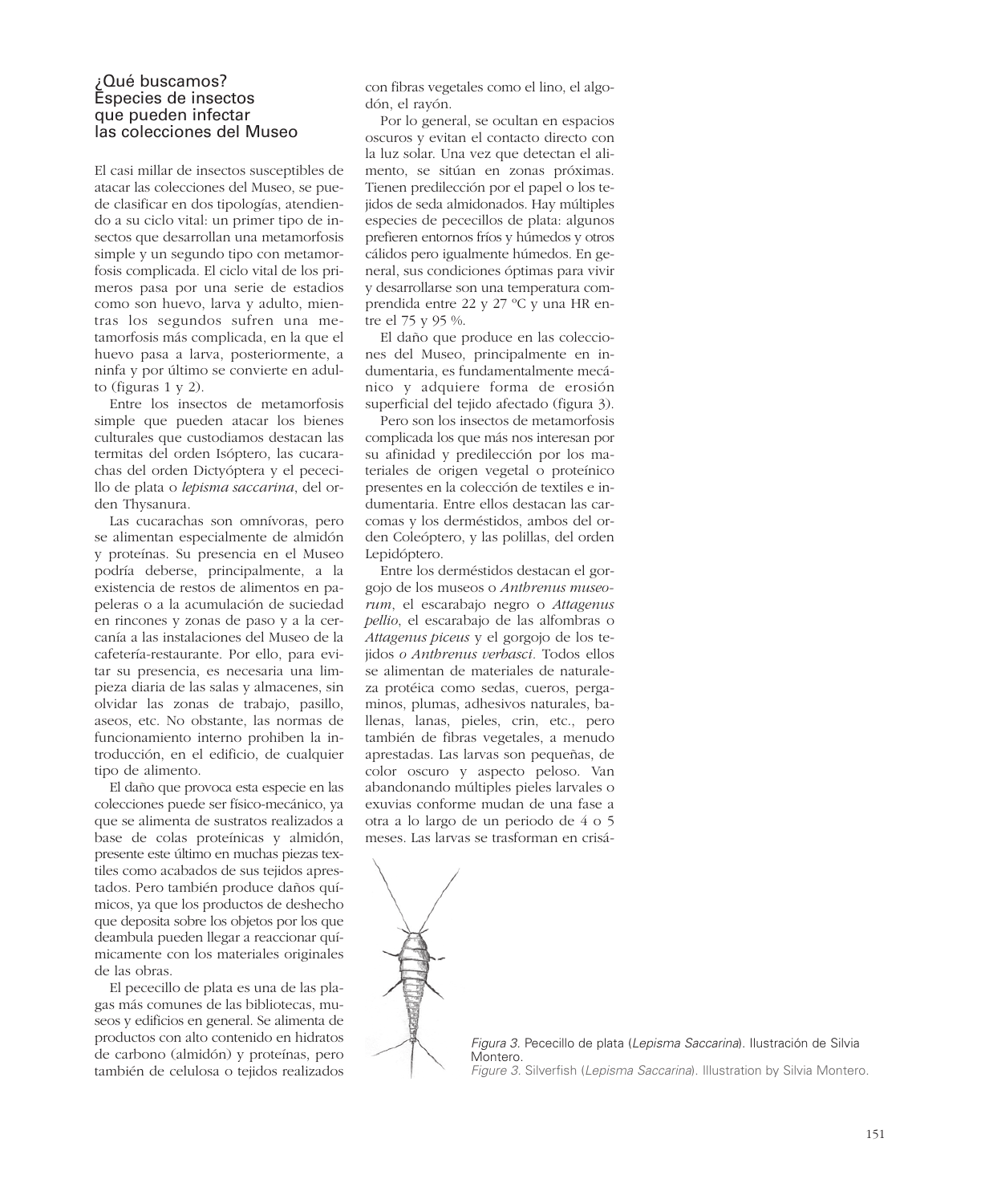## ¿Qué buscamos? Especies de insectos que pueden infectar las colecciones del Museo

El casi millar de insectos susceptibles de atacar las colecciones del Museo, se puede clasificar en dos tipologías, atendiendo a su ciclo vital: un primer tipo de insectos que desarrollan una metamorfosis simple y un segundo tipo con metamorfosis complicada. El ciclo vital de los primeros pasa por una serie de estadios como son huevo, larva y adulto, mientras los segundos sufren una metamorfosis más complicada, en la que el huevo pasa a larva, posteriormente, a ninfa y por último se convierte en adulto (figuras 1 y 2).

Entre los insectos de metamorfosis simple que pueden atacar los bienes culturales que custodiamos destacan las termitas del orden Isóptero, las cucarachas del orden Dictyóptera y el pececillo de plata o *lepisma saccarina*, del orden Thysanura.

Las cucarachas son omnívoras, pero se alimentan especialmente de almidón y proteínas. Su presencia en el Museo podría deberse, principalmente, a la existencia de restos de alimentos en papeleras o a la acumulación de suciedad en rincones y zonas de paso y a la cercanía a las instalaciones del Museo de la cafetería-restaurante. Por ello, para evitar su presencia, es necesaria una limpieza diaria de las salas y almacenes, sin olvidar las zonas de trabajo, pasillo, aseos, etc. No obstante, las normas de funcionamiento interno prohiben la introducción, en el edificio, de cualquier tipo de alimento.

El daño que provoca esta especie en las colecciones puede ser físico-mecánico, ya que se alimenta de sustratos realizados a base de colas proteínicas y almidón, presente este último en muchas piezas textiles como acabados de sus tejidos aprestados. Pero también produce daños químicos, ya que los productos de deshecho que deposita sobre los objetos por los que deambula pueden llegar a reaccionar químicamente con los materiales originales de las obras.

El pececillo de plata es una de las plagas más comunes de las bibliotecas, museos y edificios en general. Se alimenta de productos con alto contenido en hidratos de carbono (almidón) y proteínas, pero también de celulosa o tejidos realizados con fibras vegetales como el lino, el algodón, el rayón.

Por lo general, se ocultan en espacios oscuros y evitan el contacto directo con la luz solar. Una vez que detectan el alimento, se sitúan en zonas próximas. Tienen predilección por el papel o los tejidos de seda almidonados. Hay múltiples especies de pececillos de plata: algunos prefieren entornos fríos y húmedos y otros cálidos pero igualmente húmedos. En general, sus condiciones óptimas para vivir y desarrollarse son una temperatura comprendida entre 22 y 27 ºC y una HR entre el 75 y 95 %.

El daño que produce en las colecciones del Museo, principalmente en indumentaria, es fundamentalmente mecánico y adquiere forma de erosión superficial del tejido afectado (figura 3).

Pero son los insectos de metamorfosis complicada los que más nos interesan por su afinidad y predilección por los materiales de origen vegetal o proteínico presentes en la colección de textiles e indumentaria. Entre ellos destacan las carcomas y los derméstidos, ambos del orden Coleóptero, y las polillas, del orden Lepidóptero.

Entre los derméstidos destacan el gorgojo de los museos o *Anthrenus museorum*, el escarabajo negro o *Attagenus pellio*, el escarabajo de las alfombras o *Attagenus piceus* y el gorgojo de los tejidos *o Anthrenus verbasci*. Todos ellos se alimentan de materiales de naturaleza protéica como sedas, cueros, pergaminos, plumas, adhesivos naturales, ballenas, lanas, pieles, crin, etc., pero también de fibras vegetales, a menudo aprestadas. Las larvas son pequeñas, de color oscuro y aspecto peloso. Van abandonando múltiples pieles larvales o exuvias conforme mudan de una fase a otra a lo largo de un periodo de 4 o 5 meses. Las larvas se trasforman en crisá-

*Figura 3.* Pececillo de plata (*Lepisma Saccarina*). Ilustración de Silvia Montero.
*Figure 3.* Silverfish (*Lepisma Saccarina*). Illustration by Silvia Montero.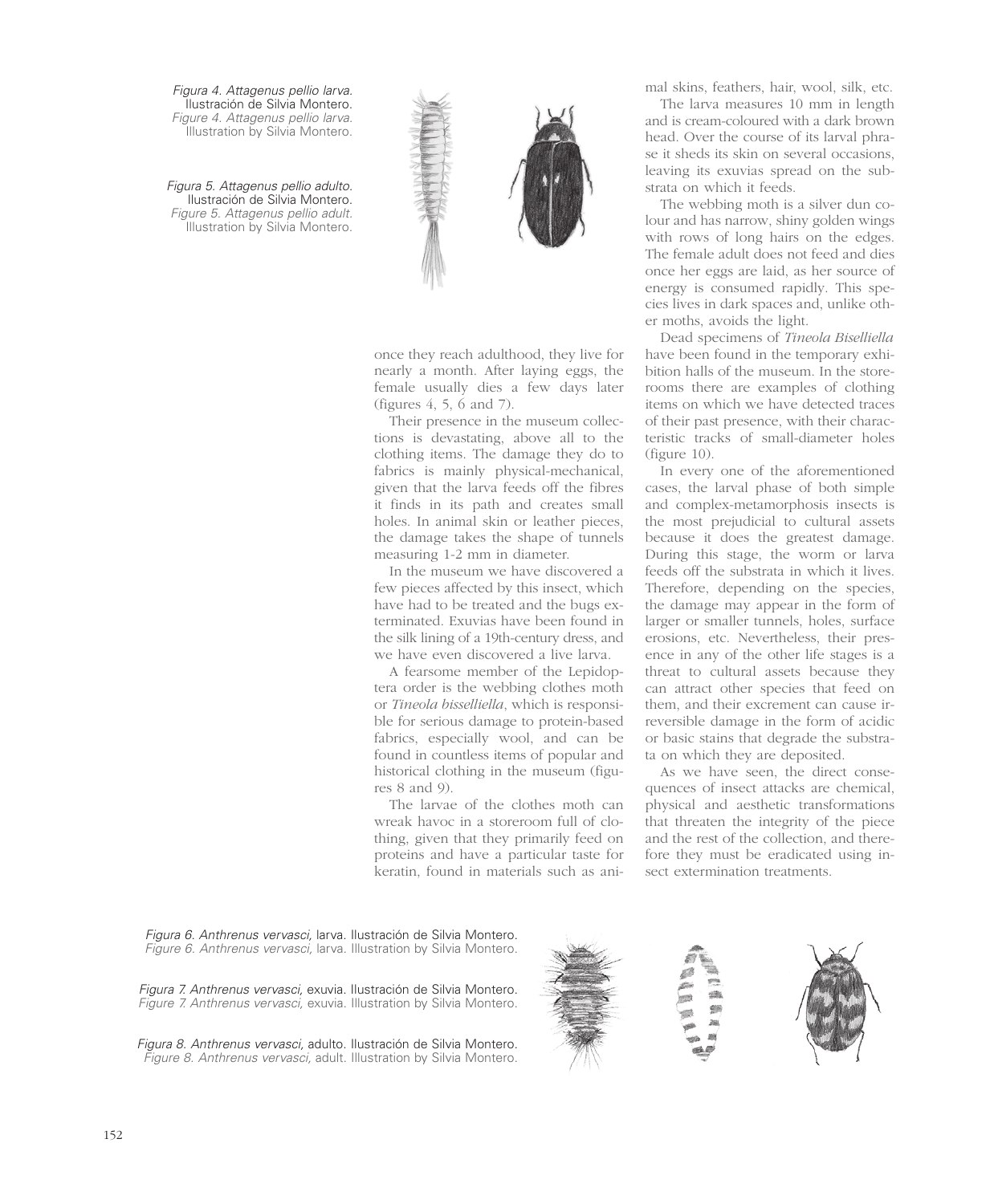*Figura 4. Attagenus pellio larva.* Ilustración de Silvia Montero.
*Figure 4. Attagenus pellio larva.* Illustration by Silvia Montero.

*Figura 5. Attagenus pellio adulto.* Ilustración de Silvia Montero.
*Figure 5. Attagenus pellio adult.* Illustration by Silvia Montero.

once they reach adulthood, they live for nearly a month. After laying eggs, the female usually dies a few days later (figures 4, 5, 6 and 7).

Their presence in the museum collections is devastating, above all to the clothing items. The damage they do to fabrics is mainly physical-mechanical, given that the larva feeds off the fibres it finds in its path and creates small holes. In animal skin or leather pieces, the damage takes the shape of tunnels measuring 1-2 mm in diameter.

In the museum we have discovered a few pieces affected by this insect, which have had to be treated and the bugs exterminated. Exuvias have been found in the silk lining of a 19th-century dress, and we have even discovered a live larva.

A fearsome member of the Lepidoptera order is the webbing clothes moth or *Tineola bisselliella*, which is responsible for serious damage to protein-based fabrics, especially wool, and can be found in countless items of popular and historical clothing in the museum (figures 8 and 9).

The larvae of the clothes moth can wreak havoc in a storeroom full of clothing, given that they primarily feed on proteins and have a particular taste for keratin, found in materials such as animal skins, feathers, hair, wool, silk, etc.

The larva measures 10 mm in length and is cream-coloured with a dark brown head. Over the course of its larval phrase it sheds its skin on several occasions, leaving its exuvias spread on the substrata on which it feeds.

The webbing moth is a silver dun colour and has narrow, shiny golden wings with rows of long hairs on the edges. The female adult does not feed and dies once her eggs are laid, as her source of energy is consumed rapidly. This species lives in dark spaces and, unlike other moths, avoids the light.

Dead specimens of *Tineola Biselliella* have been found in the temporary exhibition halls of the museum. In the storerooms there are examples of clothing items on which we have detected traces of their past presence, with their characteristic tracks of small-diameter holes (figure 10).

In every one of the aforementioned cases, the larval phase of both simple and complex-metamorphosis insects is the most prejudicial to cultural assets because it does the greatest damage. During this stage, the worm or larva feeds off the substrata in which it lives. Therefore, depending on the species, the damage may appear in the form of larger or smaller tunnels, holes, surface erosions, etc. Nevertheless, their presence in any of the other life stages is a threat to cultural assets because they can attract other species that feed on them, and their excrement can cause irreversible damage in the form of acidic or basic stains that degrade the substrata on which they are deposited.

As we have seen, the direct consequences of insect attacks are chemical, physical and aesthetic transformations that threaten the integrity of the piece and the rest of the collection, and therefore they must be eradicated using insect extermination treatments.

*Figura 6. Anthrenus vervasci,* larva. Ilustración de Silvia Montero.
*Figure 6. Anthrenus vervasci,* larva. Illustration by Silvia Montero.

*Figura 7. Anthrenus vervasci,* exuvia. Ilustración de Silvia Montero.
*Figure 7. Anthrenus vervasci,* exuvia. Illustration by Silvia Montero.

*Figura 8. Anthrenus vervasci,* adulto. Ilustración de Silvia Montero.
*Figure 8. Anthrenus vervasci,* adult. Illustration by Silvia Montero.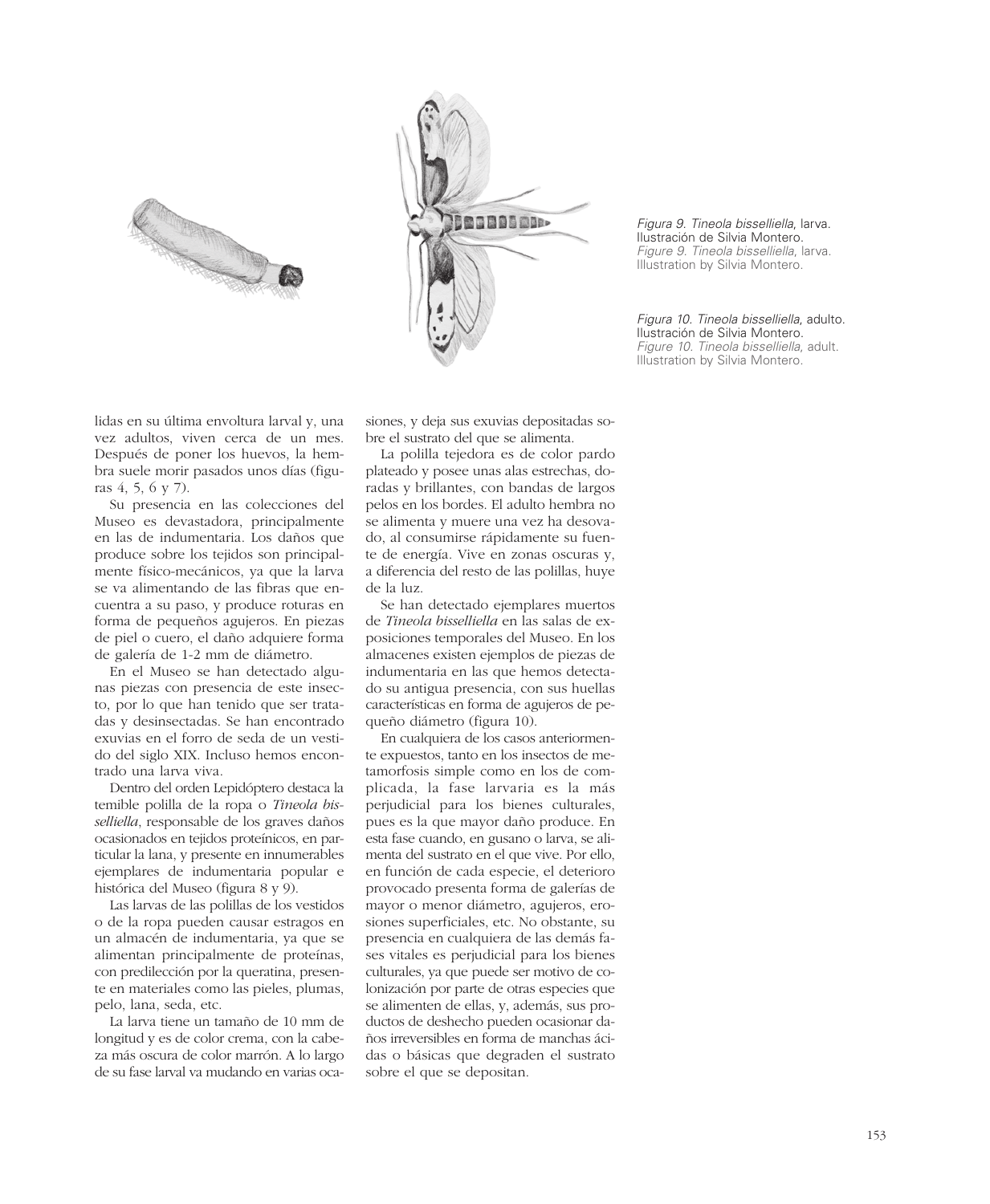*Figura 9. Tineola bisselliella,* larva. Ilustración de Silvia Montero.
*Figure 9. Tineola bisselliella,* larva. Illustration by Silvia Montero.

*Figura 10. Tineola bisselliella,* adulto. Ilustración de Silvia Montero.
*Figure 10. Tineola bisselliella,* adult. Illustration by Silvia Montero.

lidas en su última envoltura larval y, una vez adultos, viven cerca de un mes. Después de poner los huevos, la hembra suele morir pasados unos días (figuras 4, 5, 6 y 7).

Su presencia en las colecciones del Museo es devastadora, principalmente en las de indumentaria. Los daños que produce sobre los tejidos son principalmente físico-mecánicos, ya que la larva se va alimentando de las fibras que encuentra a su paso, y produce roturas en forma de pequeños agujeros. En piezas de piel o cuero, el daño adquiere forma de galería de 1-2 mm de diámetro.

En el Museo se han detectado algunas piezas con presencia de este insecto, por lo que han tenido que ser tratadas y desinsectadas. Se han encontrado exuvias en el forro de seda de un vestido del siglo XIX. Incluso hemos encontrado una larva viva.

Dentro del orden Lepidóptero destaca la temible polilla de la ropa o *Tineola bisselliella*, responsable de los graves daños ocasionados en tejidos proteínicos, en particular la lana, y presente en innumerables ejemplares de indumentaria popular e histórica del Museo (figura 8 y 9).

Las larvas de las polillas de los vestidos o de la ropa pueden causar estragos en un almacén de indumentaria, ya que se alimentan principalmente de proteínas, con predilección por la queratina, presente en materiales como las pieles, plumas, pelo, lana, seda, etc.

La larva tiene un tamaño de 10 mm de longitud y es de color crema, con la cabeza más oscura de color marrón. A lo largo de su fase larval va mudando en varias ocasiones, y deja sus exuvias depositadas sobre el sustrato del que se alimenta.

La polilla tejedora es de color pardo plateado y posee unas alas estrechas, doradas y brillantes, con bandas de largos pelos en los bordes. El adulto hembra no se alimenta y muere una vez ha desovado, al consumirse rápidamente su fuente de energía. Vive en zonas oscuras y, a diferencia del resto de las polillas, huye de la luz.

Se han detectado ejemplares muertos de *Tineola bisselliella* en las salas de exposiciones temporales del Museo. En los almacenes existen ejemplos de piezas de indumentaria en las que hemos detectado su antigua presencia, con sus huellas características en forma de agujeros de pequeño diámetro (figura 10).

En cualquiera de los casos anteriormente expuestos, tanto en los insectos de metamorfosis simple como en los de complicada, la fase larvaria es la más perjudicial para los bienes culturales, pues es la que mayor daño produce. En esta fase cuando, en gusano o larva, se alimenta del sustrato en el que vive. Por ello, en función de cada especie, el deterioro provocado presenta forma de galerías de mayor o menor diámetro, agujeros, erosiones superficiales, etc. No obstante, su presencia en cualquiera de las demás fases vitales es perjudicial para los bienes culturales, ya que puede ser motivo de colonización por parte de otras especies que se alimenten de ellas, y, además, sus productos de deshecho pueden ocasionar daños irreversibles en forma de manchas ácidas o básicas que degraden el sustrato sobre el que se depositan.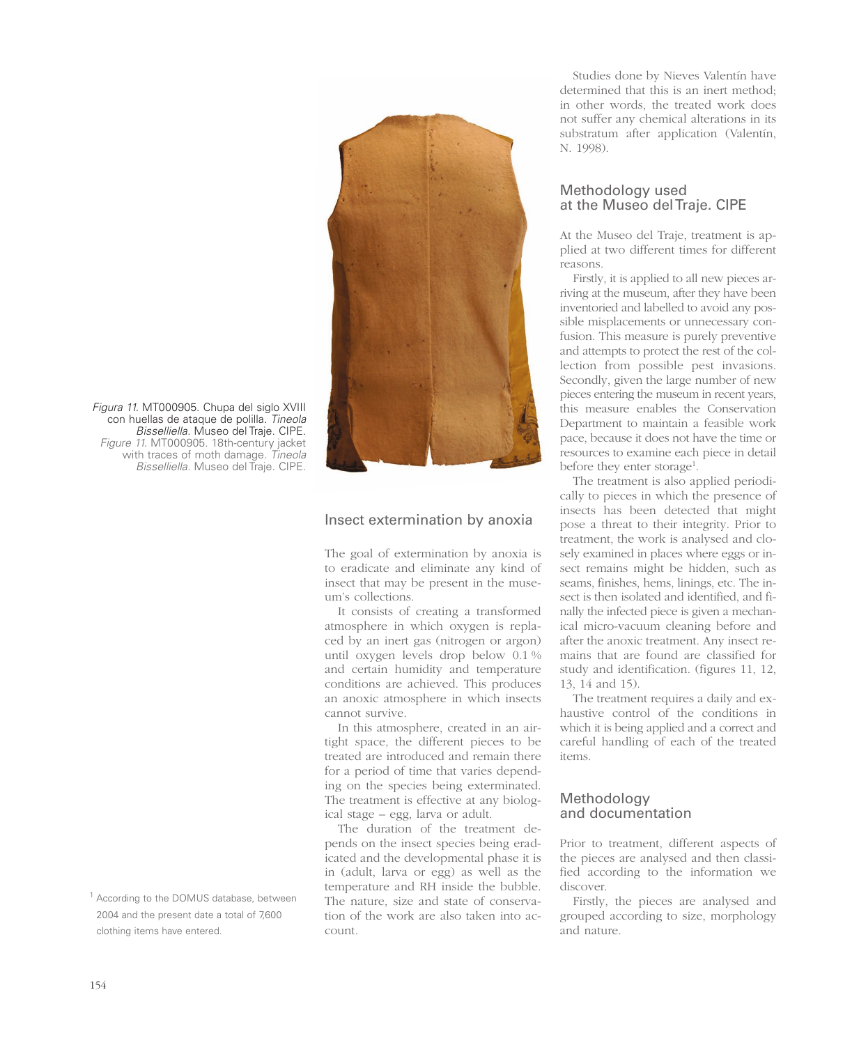*Figura 11.* MT000905. Chupa del siglo XVIII con huellas de ataque de polilla. *Tineola Bisselliella.* Museo del Traje. CIPE.
*Figure 11.* MT000905. 18th-century jacket with traces of moth damage. *Tineola Bisselliella.* Museo del Traje. CIPE.

## Insect extermination by anoxia

The goal of extermination by anoxia is to eradicate and eliminate any kind of insect that may be present in the museum's collections.

It consists of creating a transformed atmosphere in which oxygen is replaced by an inert gas (nitrogen or argon) until oxygen levels drop below 0.1 % and certain humidity and temperature conditions are achieved. This produces an anoxic atmosphere in which insects cannot survive.

In this atmosphere, created in an airtight space, the different pieces to be treated are introduced and remain there for a period of time that varies depending on the species being exterminated. The treatment is effective at any biological stage – egg, larva or adult.

The duration of the treatment depends on the insect species being eradicated and the developmental phase it is in (adult, larva or egg) as well as the temperature and RH inside the bubble. The nature, size and state of conservation of the work are also taken into account.

Studies done by Nieves Valentín have determined that this is an inert method; in other words, the treated work does not suffer any chemical alterations in its substratum after application (Valentín, N. 1998).

## Methodology used at the Museo del Traje. CIPE

At the Museo del Traje, treatment is applied at two different times for different reasons.

Firstly, it is applied to all new pieces arriving at the museum, after they have been inventoried and labelled to avoid any possible misplacements or unnecessary confusion. This measure is purely preventive and attempts to protect the rest of the collection from possible pest invasions. Secondly, given the large number of new pieces entering the museum in recent years, this measure enables the Conservation Department to maintain a feasible work pace, because it does not have the time or resources to examine each piece in detail before they enter storage[1].

The treatment is also applied periodically to pieces in which the presence of insects has been detected that might pose a threat to their integrity. Prior to treatment, the work is analysed and closely examined in places where eggs or insect remains might be hidden, such as seams, finishes, hems, linings, etc. The insect is then isolated and identified, and finally the infected piece is given a mechanical micro-vacuum cleaning before and after the anoxic treatment. Any insect remains that are found are classified for study and identification. (figures 11, 12, 13, 14 and 15).

The treatment requires a daily and exhaustive control of the conditions in which it is being applied and a correct and careful handling of each of the treated items.

## Methodology and documentation

Prior to treatment, different aspects of the pieces are analysed and then classified according to the information we discover.

Firstly, the pieces are analysed and grouped according to size, morphology and nature.

[1] According to the DOMUS database, between 2004 and the present date a total of 7,600 clothing items have entered.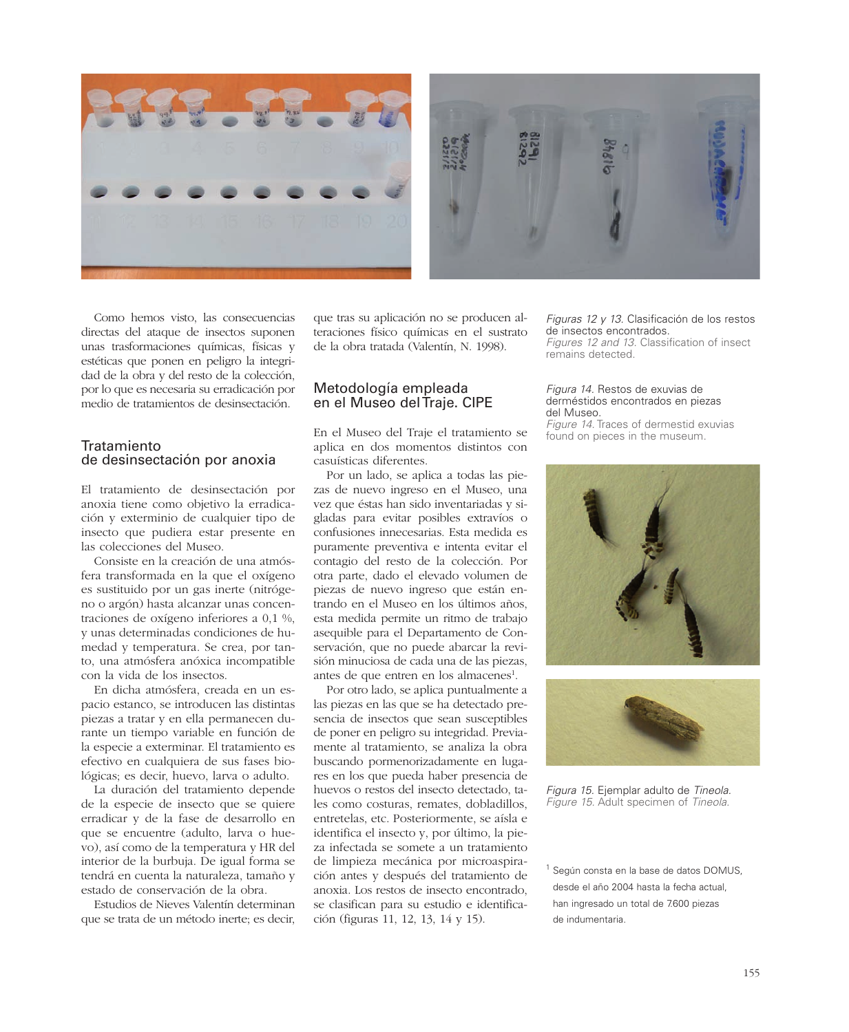Como hemos visto, las consecuencias directas del ataque de insectos suponen unas trasformaciones químicas, físicas y estéticas que ponen en peligro la integridad de la obra y del resto de la colección, por lo que es necesaria su erradicación por medio de tratamientos de desinsectación.

## Tratamiento de desinsectación por anoxia

El tratamiento de desinsectación por anoxia tiene como objetivo la erradicación y exterminio de cualquier tipo de insecto que pudiera estar presente en las colecciones del Museo.

Consiste en la creación de una atmósfera transformada en la que el oxígeno es sustituido por un gas inerte (nitrógeno o argón) hasta alcanzar unas concentraciones de oxígeno inferiores a 0,1 %, y unas determinadas condiciones de humedad y temperatura. Se crea, por tanto, una atmósfera anóxica incompatible con la vida de los insectos.

En dicha atmósfera, creada en un espacio estanco, se introducen las distintas piezas a tratar y en ella permanecen durante un tiempo variable en función de la especie a exterminar. El tratamiento es efectivo en cualquiera de sus fases biológicas; es decir, huevo, larva o adulto.

La duración del tratamiento depende de la especie de insecto que se quiere erradicar y de la fase de desarrollo en que se encuentre (adulto, larva o huevo), así como de la temperatura y HR del interior de la burbuja. De igual forma se tendrá en cuenta la naturaleza, tamaño y estado de conservación de la obra.

Estudios de Nieves Valentín determinan que se trata de un método inerte; es decir, que tras su aplicación no se producen alteraciones físico químicas en el sustrato de la obra tratada (Valentín, N. 1998).

## Metodología empleada en el Museo del Traje. CIPE

En el Museo del Traje el tratamiento se aplica en dos momentos distintos con casuísticas diferentes.

Por un lado, se aplica a todas las piezas de nuevo ingreso en el Museo, una vez que éstas han sido inventariadas y sigladas para evitar posibles extravíos o confusiones innecesarias. Esta medida es puramente preventiva e intenta evitar el contagio del resto de la colección. Por otra parte, dado el elevado volumen de piezas de nuevo ingreso que están entrando en el Museo en los últimos años, esta medida permite un ritmo de trabajo asequible para el Departamento de Conservación, que no puede abarcar la revisión minuciosa de cada una de las piezas, antes de que entren en los almacenes[1].

Por otro lado, se aplica puntualmente a las piezas en las que se ha detectado presencia de insectos que sean susceptibles de poner en peligro su integridad. Previamente al tratamiento, se analiza la obra buscando pormenorizadamente en lugares en los que pueda haber presencia de huevos o restos del insecto detectado, tales como costuras, remates, dobladillos, entretelas, etc. Posteriormente, se aísla e identifica el insecto y, por último, la pieza infectada se somete a un tratamiento de limpieza mecánica por microaspiración antes y después del tratamiento de anoxia. Los restos de insecto encontrado, se clasifican para su estudio e identificación (figuras 11, 12, 13, 14 y 15).

*Figuras 12 y 13.* Clasificación de los restos de insectos encontrados.
*Figures 12 and 13.* Classification of insect remains detected.

*Figura 14.* Restos de exuvias de derméstidos encontrados en piezas del Museo.
*Figure 14.* Traces of dermestid exuvias found on pieces in the museum.

*Figura 15.* Ejemplar adulto de *Tineola.*
*Figure 15.* Adult specimen of *Tineola.*

[1] Según consta en la base de datos DOMUS, desde el año 2004 hasta la fecha actual, han ingresado un total de 7.600 piezas de indumentaria.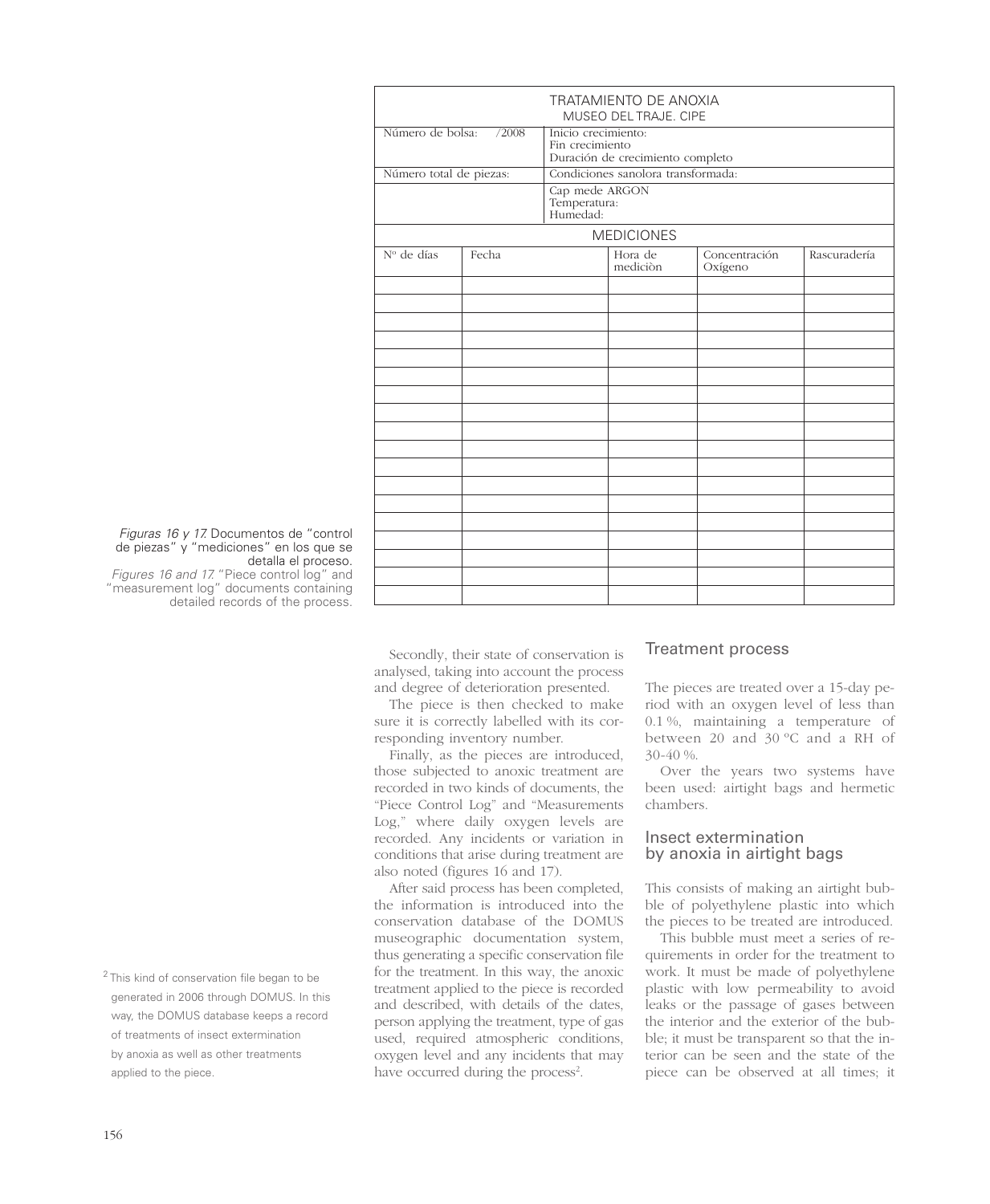| TRATAMIENTO DE ANOXIA<br>MUSEO DEL TRAJE. CIPE | | | | |
|---|---|---|---|---|
| Número de bolsa: /2008 | Inicio crecimiento:<br>Fin crecimiento<br>Duración de crecimiento completo | | | |
| Número total de piezas: | Condiciones sanolora transformada: | | | |
| | Cap mede ARGON<br>Temperatura:<br>Humedad: | | | |
| MEDICIONES | | | | |
| Nº de días | Fecha | Hora de mediciòn | Concentración Oxígeno | Rascuradería |
| | | | | |
| | | | | |
| | | | | |
| | | | | |
| | | | | |
| | | | | |
| | | | | |
| | | | | |
| | | | | |
| | | | | |
| | | | | |
| | | | | |
| | | | | |
| | | | | |
| | | | | |
| | | | | |
| | | | | |
| | | | | |

*Figuras 16 y 17.* Documentos de "control de piezas" y "mediciones" en los que se detalla el proceso.
*Figures 16 and 17.* "Piece control log" and "measurement log" documents containing detailed records of the process.

Secondly, their state of conservation is analysed, taking into account the process and degree of deterioration presented.

The piece is then checked to make sure it is correctly labelled with its corresponding inventory number.

Finally, as the pieces are introduced, those subjected to anoxic treatment are recorded in two kinds of documents, the "Piece Control Log" and "Measurements Log," where daily oxygen levels are recorded. Any incidents or variation in conditions that arise during treatment are also noted (figures 16 and 17).

After said process has been completed, the information is introduced into the conservation database of the DOMUS museographic documentation system, thus generating a specific conservation file for the treatment. In this way, the anoxic treatment applied to the piece is recorded and described, with details of the dates, person applying the treatment, type of gas used, required atmospheric conditions, oxygen level and any incidents that may have occurred during the process[2].

## Treatment process

The pieces are treated over a 15-day period with an oxygen level of less than 0.1 %, maintaining a temperature of between 20 and 30 ºC and a RH of 30-40 %.

Over the years two systems have been used: airtight bags and hermetic chambers.

## Insect extermination by anoxia in airtight bags

This consists of making an airtight bubble of polyethylene plastic into which the pieces to be treated are introduced.

This bubble must meet a series of requirements in order for the treatment to work. It must be made of polyethylene plastic with low permeability to avoid leaks or the passage of gases between the interior and the exterior of the bubble; it must be transparent so that the interior can be seen and the state of the piece can be observed at all times; it

[2] This kind of conservation file began to be generated in 2006 through DOMUS. In this way, the DOMUS database keeps a record of treatments of insect extermination by anoxia as well as other treatments applied to the piece.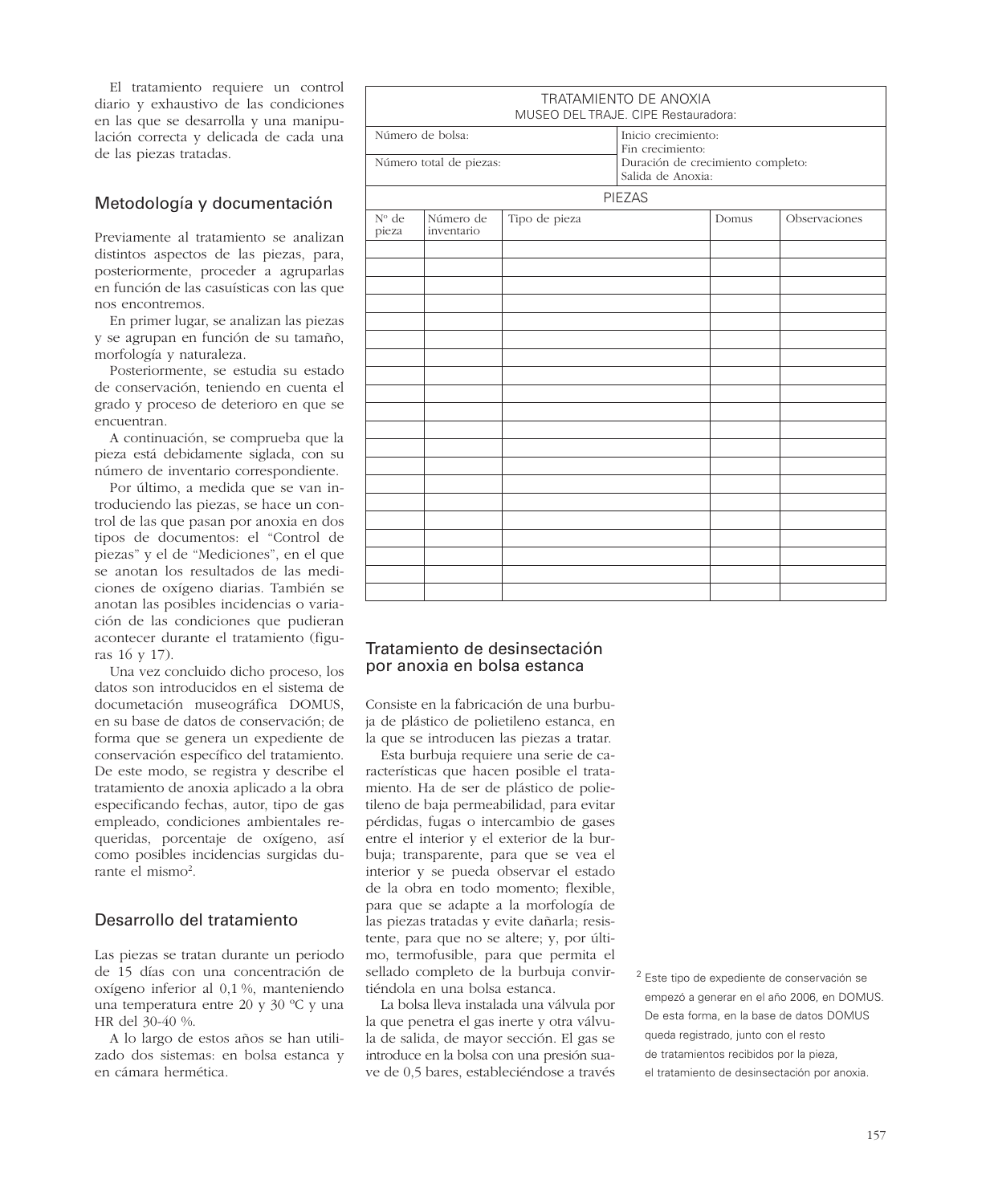El tratamiento requiere un control diario y exhaustivo de las condiciones en las que se desarrolla y una manipulación correcta y delicada de cada una de las piezas tratadas.

## Metodología y documentación

Previamente al tratamiento se analizan distintos aspectos de las piezas, para, posteriormente, proceder a agruparlas en función de las casuísticas con las que nos encontremos.

En primer lugar, se analizan las piezas y se agrupan en función de su tamaño, morfología y naturaleza.

Posteriormente, se estudia su estado de conservación, teniendo en cuenta el grado y proceso de deterioro en que se encuentran.

A continuación, se comprueba que la pieza está debidamente siglada, con su número de inventario correspondiente.

Por último, a medida que se van introduciendo las piezas, se hace un control de las que pasan por anoxia en dos tipos de documentos: el "Control de piezas" y el de "Mediciones", en el que se anotan los resultados de las mediciones de oxígeno diarias. También se anotan las posibles incidencias o variación de las condiciones que pudieran acontecer durante el tratamiento (figuras 16 y 17).

Una vez concluido dicho proceso, los datos son introducidos en el sistema de documentación museográfica DOMUS, en su base de datos de conservación; de forma que se genera un expediente de conservación específico del tratamiento. De este modo, se registra y describe el tratamiento de anoxia aplicado a la obra especificando fechas, autor, tipo de gas empleado, condiciones ambientales requeridas, porcentaje de oxígeno, así como posibles incidencias surgidas durante el mismo[2].

## Desarrollo del tratamiento

Las piezas se tratan durante un periodo de 15 días con una concentración de oxígeno inferior al 0,1 %, manteniendo una temperatura entre 20 y 30 ºC y una HR del 30-40 %.

A lo largo de estos años se han utilizado dos sistemas: en bolsa estanca y en cámara hermética.

| TRATAMIENTO DE ANOXIA<br>MUSEO DEL TRAJE. CIPE Restauradora: | | | | |
|---|---|---|---|---|
| Número de bolsa: | | Inicio crecimiento:<br>Fin crecimiento: | | |
| Número total de piezas: | | Duración de crecimiento completo:<br>Salida de Anoxia: | | |
| PIEZAS | | | | |
| Nº de pieza | Número de inventario | Tipo de pieza | Domus | Observaciones |
| | | | | |
| | | | | |
| | | | | |
| | | | | |
| | | | | |
| | | | | |
| | | | | |
| | | | | |
| | | | | |
| | | | | |
| | | | | |
| | | | | |
| | | | | |
| | | | | |
| | | | | |
| | | | | |
| | | | | |
| | | | | |
| | | | | |
| | | | | |

## Tratamiento de desinsectación por anoxia en bolsa estanca

Consiste en la fabricación de una burbuja de plástico de polietileno estanca, en la que se introducen las piezas a tratar.

Esta burbuja requiere una serie de características que hacen posible el tratamiento. Ha de ser de plástico de polietileno de baja permeabilidad, para evitar pérdidas, fugas o intercambio de gases entre el interior y el exterior de la burbuja; transparente, para que se vea el interior y se pueda observar el estado de la obra en todo momento; flexible, para que se adapte a la morfología de las piezas tratadas y evite dañarla; resistente, para que no se altere; y, por último, termofusible, para que permita el sellado completo de la burbuja convirtiéndola en una bolsa estanca.

La bolsa lleva instalada una válvula por la que penetra el gas inerte y otra válvula de salida, de mayor sección. El gas se introduce en la bolsa con una presión suave de 0,5 bares, estableciéndose a través

[2] Este tipo de expediente de conservación se empezó a generar en el año 2006, en DOMUS. De esta forma, en la base de datos DOMUS queda registrado, junto con el resto de tratamientos recibidos por la pieza, el tratamiento de desinsectación por anoxia.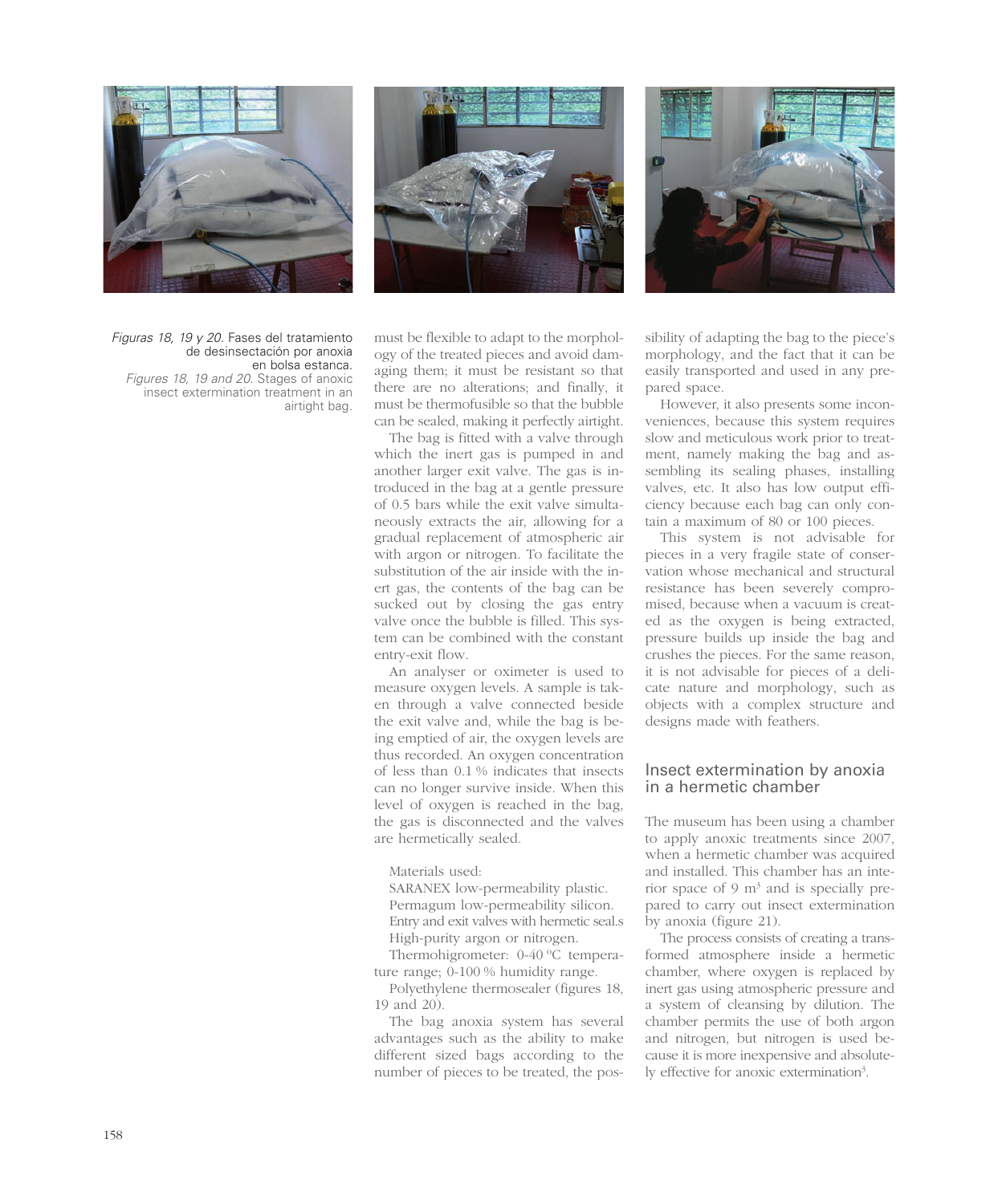*Figuras 18, 19 y 20.* Fases del tratamiento de desinsectación por anoxia en bolsa estanca.
*Figures 18, 19 and 20.* Stages of anoxic insect extermination treatment in an airtight bag.

must be flexible to adapt to the morphology of the treated pieces and avoid damaging them; it must be resistant so that there are no alterations; and finally, it must be thermofusible so that the bubble can be sealed, making it perfectly airtight.

The bag is fitted with a valve through which the inert gas is pumped in and another larger exit valve. The gas is introduced in the bag at a gentle pressure of 0.5 bars while the exit valve simultaneously extracts the air, allowing for a gradual replacement of atmospheric air with argon or nitrogen. To facilitate the substitution of the air inside with the inert gas, the contents of the bag can be sucked out by closing the gas entry valve once the bubble is filled. This system can be combined with the constant entry-exit flow.

An analyser or oximeter is used to measure oxygen levels. A sample is taken through a valve connected beside the exit valve and, while the bag is being emptied of air, the oxygen levels are thus recorded. An oxygen concentration of less than 0.1 % indicates that insects can no longer survive inside. When this level of oxygen is reached in the bag, the gas is disconnected and the valves are hermetically sealed.

Materials used:
SARANEX low-permeability plastic.
Permagum low-permeability silicon.
Entry and exit valves with hermetic seal.s
High-purity argon or nitrogen.
Thermohigrometer: 0-40 ºC temperature range; 0-100 % humidity range.
Polyethylene thermosealer (figures 18, 19 and 20).

The bag anoxia system has several advantages such as the ability to make different sized bags according to the number of pieces to be treated, the possibility of adapting the bag to the piece's morphology, and the fact that it can be easily transported and used in any prepared space.

However, it also presents some inconveniences, because this system requires slow and meticulous work prior to treatment, namely making the bag and assembling its sealing phases, installing valves, etc. It also has low output efficiency because each bag can only contain a maximum of 80 or 100 pieces.

This system is not advisable for pieces in a very fragile state of conservation whose mechanical and structural resistance has been severely compromised, because when a vacuum is created as the oxygen is being extracted, pressure builds up inside the bag and crushes the pieces. For the same reason, it is not advisable for pieces of a delicate nature and morphology, such as objects with a complex structure and designs made with feathers.

## Insect extermination by anoxia in a hermetic chamber

The museum has been using a chamber to apply anoxic treatments since 2007, when a hermetic chamber was acquired and installed. This chamber has an interior space of 9 m$^3$ and is specially prepared to carry out insect extermination by anoxia (figure 21).

The process consists of creating a transformed atmosphere inside a hermetic chamber, where oxygen is replaced by inert gas using atmospheric pressure and a system of cleansing by dilution. The chamber permits the use of both argon and nitrogen, but nitrogen is used because it is more inexpensive and absolutely effective for anoxic extermination[3].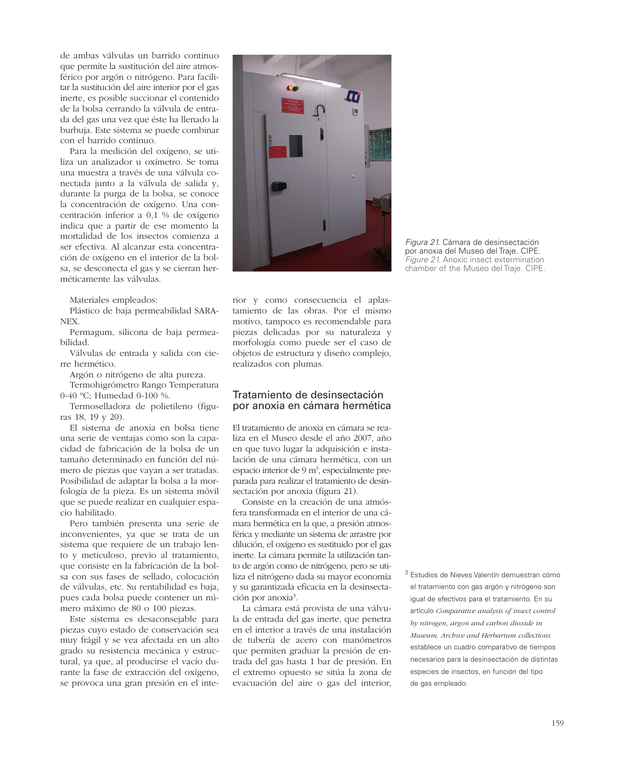de ambas válvulas un barrido continuo que permite la sustitución del aire atmosférico por argón o nitrógeno. Para facilitar la sustitución del aire interior por el gas inerte, es posible succionar el contenido de la bolsa cerrando la válvula de entrada del gas una vez que éste ha llenado la burbuja. Este sistema se puede combinar con el barrido continuo.

Para la medición del oxígeno, se utiliza un analizador u oxímetro. Se toma una muestra a través de una válvula conectada junto a la válvula de salida y, durante la purga de la bolsa, se conoce la concentración de oxígeno. Una concentración inferior a 0,1 % de oxígeno indica que a partir de ese momento la mortalidad de los insectos comienza a ser efectiva. Al alcanzar esta concentración de oxígeno en el interior de la bolsa, se desconecta el gas y se cierran herméticamente las válvulas.

Materiales empleados:

Plástico de baja permeabilidad SARANEX.

Permagum, silicona de baja permeabilidad.

Válvulas de entrada y salida con cierre hermético.

Argón o nitrógeno de alta pureza.

Termohigrómetro Rango Temperatura 0-40 ºC; Humedad 0-100 %.

Termoselladora de polietileno (figuras 18, 19 y 20).

El sistema de anoxia en bolsa tiene una serie de ventajas como son la capacidad de fabricación de la bolsa de un tamaño determinado en función del número de piezas que vayan a ser tratadas. Posibilidad de adaptar la bolsa a la morfología de la pieza. Es un sistema móvil que se puede realizar en cualquier espacio habilitado.

Pero también presenta una serie de inconvenientes, ya que se trata de un sistema que requiere de un trabajo lento y meticuloso, previo al tratamiento, que consiste en la fabricación de la bolsa con sus fases de sellado, colocación de válvulas, etc. Su rentabilidad es baja, pues cada bolsa puede contener un número máximo de 80 o 100 piezas.

Este sistema es desaconsejable para piezas cuyo estado de conservación sea muy frágil y se vea afectada en un alto grado su resistencia mecánica y estructural, ya que, al producirse el vacío durante la fase de extracción del oxígeno, se provoca una gran presión en el interior y como consecuencia el aplastamiento de las obras. Por el mismo motivo, tampoco es recomendable para piezas delicadas por su naturaleza y morfología como puede ser el caso de objetos de estructura y diseño complejo, realizados con plumas.

*Figura 21.* Cámara de desinsectación por anoxia del Museo del Traje. CIPE.
*Figure 21.* Anoxic insect extermination chamber of the Museo del Traje. CIPE.

## Tratamiento de desinsectación por anoxia en cámara hermética

El tratamiento de anoxia en cámara se realiza en el Museo desde el año 2007, año en que tuvo lugar la adquisición e instalación de una cámara hermética, con un espacio interior de 9 m$^3$, especialmente preparada para realizar el tratamiento de desinsectación por anoxia (figura 21).

Consiste en la creación de una atmósfera transformada en el interior de una cámara hermética en la que, a presión atmosférica y mediante un sistema de arrastre por dilución, el oxígeno es sustituido por el gas inerte. La cámara permite la utilización tanto de argón como de nitrógeno, pero se utiliza el nitrógeno dada su mayor economía y su garantizada eficacia en la desinsectación por anoxia[3].

La cámara está provista de una válvula de entrada del gas inerte, que penetra en el interior a través de una instalación de tubería de acero con manómetros que permiten graduar la presión de entrada del gas hasta 1 bar de presión. En el extremo opuesto se sitúa la zona de evacuación del aire o gas del interior,

[3] Estudios de Nieves Valentín demuestran cómo el tratamiento con gas argón y nitrógeno son igual de efectivos para el tratamiento. En su artículo *Comparative analysis of insect control by nitrogen, argon and carbon dioxide in Museum, Archive and Herbarium collections* establece un cuadro comparativo de tiempos necesarios para la desinsectación de distintas especies de insectos, en función del tipo de gas empleado.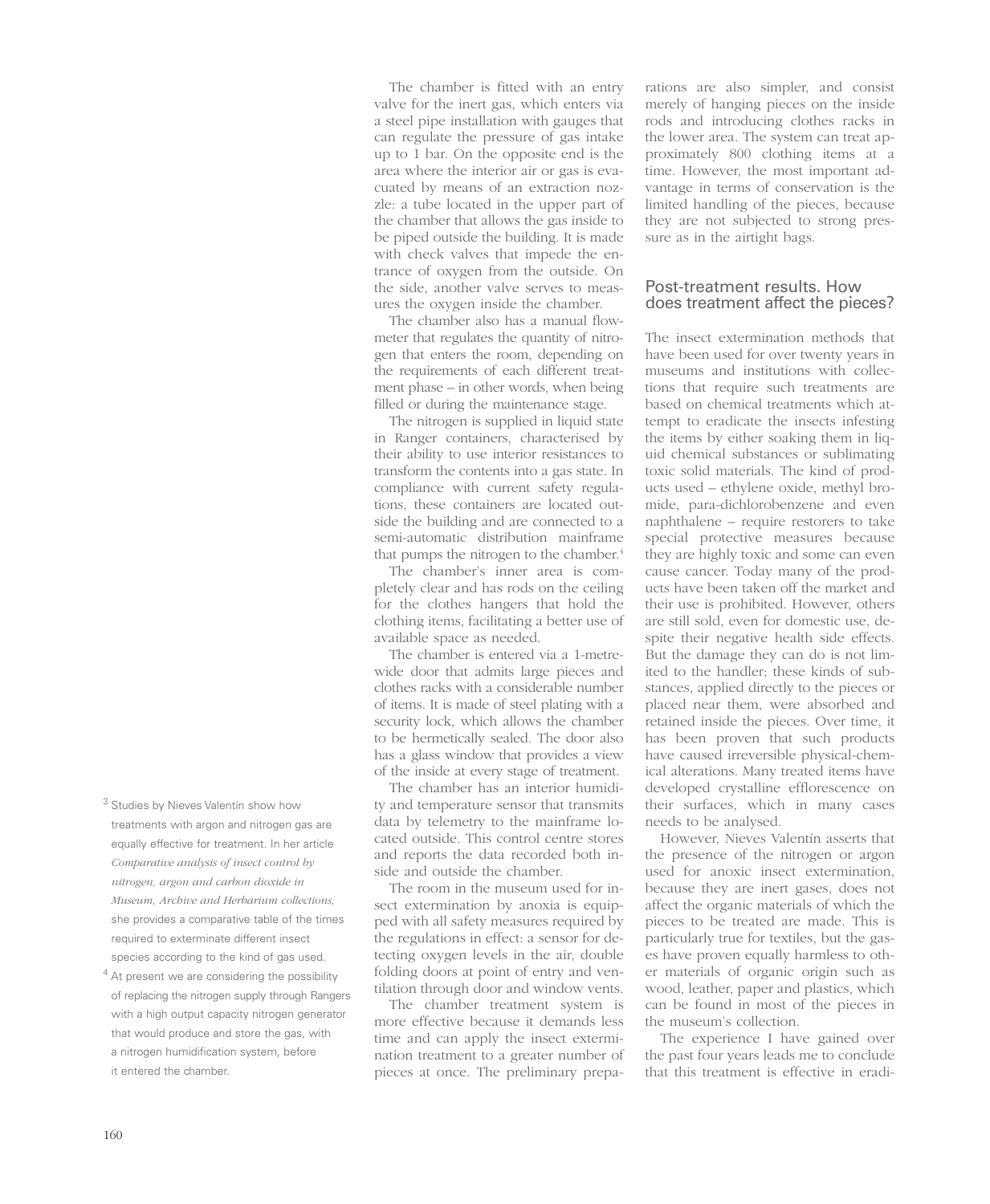The chamber is fitted with an entry valve for the inert gas, which enters via a steel pipe installation with gauges that can regulate the pressure of gas intake up to 1 bar. On the opposite end is the area where the interior air or gas is evacuated by means of an extraction nozzle: a tube located in the upper part of the chamber that allows the gas inside to be piped outside the building. It is made with check valves that impede the entrance of oxygen from the outside. On the side, another valve serves to measures the oxygen inside the chamber.

The chamber also has a manual flowmeter that regulates the quantity of nitrogen that enters the room, depending on the requirements of each different treatment phase – in other words, when being filled or during the maintenance stage.

The nitrogen is supplied in liquid state in Ranger containers, characterised by their ability to use interior resistances to transform the contents into a gas state. In compliance with current safety regulations, these containers are located outside the building and are connected to a semi-automatic distribution mainframe that pumps the nitrogen to the chamber.[4]

The chamber's inner area is completely clear and has rods on the ceiling for the clothes hangers that hold the clothing items, facilitating a better use of available space as needed.

The chamber is entered via a 1-metre-wide door that admits large pieces and clothes racks with a considerable number of items. It is made of steel plating with a security lock, which allows the chamber to be hermetically sealed. The door also has a glass window that provides a view of the inside at every stage of treatment.

The chamber has an interior humidity and temperature sensor that transmits data by telemetry to the mainframe located outside. This control centre stores and reports the data recorded both inside and outside the chamber.

The room in the museum used for insect extermination by anoxia is equipped with all safety measures required by the regulations in effect: a sensor for detecting oxygen levels in the air, double folding doors at point of entry and ventilation through door and window vents.

The chamber treatment system is more effective because it demands less time and can apply the insect extermination treatment to a greater number of pieces at once. The preliminary preparations are also simpler, and consist merely of hanging pieces on the inside rods and introducing clothes racks in the lower area. The system can treat approximately 800 clothing items at a time. However, the most important advantage in terms of conservation is the limited handling of the pieces, because they are not subjected to strong pressure as in the airtight bags.

## Post-treatment results. How does treatment affect the pieces?

The insect extermination methods that have been used for over twenty years in museums and institutions with collections that require such treatments are based on chemical treatments which attempt to eradicate the insects infesting the items by either soaking them in liquid chemical substances or sublimating toxic solid materials. The kind of products used – ethylene oxide, methyl bromide, para-dichlorobenzene and even naphthalene – require restorers to take special protective measures because they are highly toxic and some can even cause cancer. Today many of the products have been taken off the market and their use is prohibited. However, others are still sold, even for domestic use, despite their negative health side effects. But the damage they can do is not limited to the handler; these kinds of substances, applied directly to the pieces or placed near them, were absorbed and retained inside the pieces. Over time, it has been proven that such products have caused irreversible physical-chemical alterations. Many treated items have developed crystalline efflorescence on their surfaces, which in many cases needs to be analysed.

However, Nieves Valentín asserts that the presence of the nitrogen or argon used for anoxic insect extermination, because they are inert gases, does not affect the organic materials of which the pieces to be treated are made. This is particularly true for textiles, but the gases have proven equally harmless to other materials of organic origin such as wood, leather, paper and plastics, which can be found in most of the pieces in the museum's collection.

The experience I have gained over the past four years leads me to conclude that this treatment is effective in eradi-

---

[3] Studies by Nieves Valentín show how treatments with argon and nitrogen gas are equally effective for treatment. In her article *Comparative analysis of insect control by nitrogen, argon and carbon dioxide in Museum, Archive and Herbarium collections,* she provides a comparative table of the times required to exterminate different insect species according to the kind of gas used.

[4] At present we are considering the possibility of replacing the nitrogen supply through Rangers with a high output capacity nitrogen generator that would produce and store the gas, with a nitrogen humidification system, before it entered the chamber.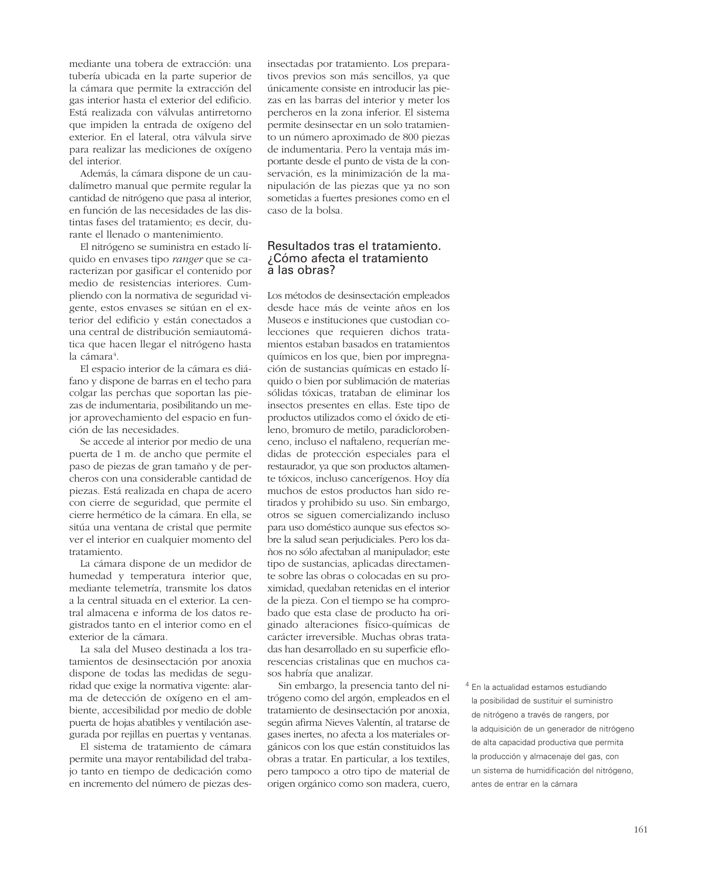mediante una tobera de extracción: una tubería ubicada en la parte superior de la cámara que permite la extracción del gas interior hasta el exterior del edificio. Está realizada con válvulas antirretorno que impiden la entrada de oxígeno del exterior. En el lateral, otra válvula sirve para realizar las mediciones de oxígeno del interior.

Además, la cámara dispone de un caudalímetro manual que permite regular la cantidad de nitrógeno que pasa al interior, en función de las necesidades de las distintas fases del tratamiento; es decir, durante el llenado o mantenimiento.

El nitrógeno se suministra en estado líquido en envases tipo *ranger* que se caracterizan por gasificar el contenido por medio de resistencias interiores. Cumpliendo con la normativa de seguridad vigente, estos envases se sitúan en el exterior del edificio y están conectados a una central de distribución semiautomática que hacen llegar el nitrógeno hasta la cámara[4].

El espacio interior de la cámara es diáfano y dispone de barras en el techo para colgar las perchas que soportan las piezas de indumentaria, posibilitando un mejor aprovechamiento del espacio en función de las necesidades.

Se accede al interior por medio de una puerta de 1 m. de ancho que permite el paso de piezas de gran tamaño y de percheros con una considerable cantidad de piezas. Está realizada en chapa de acero con cierre de seguridad, que permite el cierre hermético de la cámara. En ella, se sitúa una ventana de cristal que permite ver el interior en cualquier momento del tratamiento.

La cámara dispone de un medidor de humedad y temperatura interior que, mediante telemetría, transmite los datos a la central situada en el exterior. La central almacena e informa de los datos registrados tanto en el interior como en el exterior de la cámara.

La sala del Museo destinada a los tratamientos de desinsectación por anoxia dispone de todas las medidas de seguridad que exige la normativa vigente: alarma de detección de oxígeno en el ambiente, accesibilidad por medio de doble puerta de hojas abatibles y ventilación asegurada por rejillas en puertas y ventanas.

El sistema de tratamiento de cámara permite una mayor rentabilidad del trabajo tanto en tiempo de dedicación como en incremento del número de piezas desinsectadas por tratamiento. Los preparativos previos son más sencillos, ya que únicamente consiste en introducir las piezas en las barras del interior y meter los percheros en la zona inferior. El sistema permite desinsectar en un solo tratamiento un número aproximado de 800 piezas de indumentaria. Pero la ventaja más importante desde el punto de vista de la conservación, es la minimización de la manipulación de las piezas que ya no son sometidas a fuertes presiones como en el caso de la bolsa.

## Resultados tras el tratamiento. ¿Cómo afecta el tratamiento a las obras?

Los métodos de desinsectación empleados desde hace más de veinte años en los Museos e instituciones que custodian colecciones que requieren dichos tratamientos estaban basados en tratamientos químicos en los que, bien por impregnación de sustancias químicas en estado líquido o bien por sublimación de materias sólidas tóxicas, trataban de eliminar los insectos presentes en ellas. Este tipo de productos utilizados como el óxido de etileno, bromuro de metilo, paradiclorobenceno, incluso el naftaleno, requerían medidas de protección especiales para el restaurador, ya que son productos altamente tóxicos, incluso cancerígenos. Hoy día muchos de estos productos han sido retirados y prohibido su uso. Sin embargo, otros se siguen comercializando incluso para uso doméstico aunque sus efectos sobre la salud sean perjudiciales. Pero los daños no sólo afectaban al manipulador; este tipo de sustancias, aplicadas directamente sobre las obras o colocadas en su proximidad, quedaban retenidas en el interior de la pieza. Con el tiempo se ha comprobado que esta clase de producto ha originado alteraciones físico-químicas de carácter irreversible. Muchas obras tratadas han desarrollado en su superficie eflorescencias cristalinas que en muchos casos habría que analizar.

Sin embargo, la presencia tanto del nitrógeno como del argón, empleados en el tratamiento de desinsectación por anoxia, según afirma Nieves Valentín, al tratarse de gases inertes, no afecta a los materiales orgánicos con los que están constituidos las obras a tratar. En particular, a los textiles, pero tampoco a otro tipo de material de origen orgánico como son madera, cuero,

[4] En la actualidad estamos estudiando la posibilidad de sustituir el suministro de nitrógeno a través de rangers, por la adquisición de un generador de nitrógeno de alta capacidad productiva que permita la producción y almacenaje del gas, con un sistema de humidificación del nitrógeno, antes de entrar en la cámara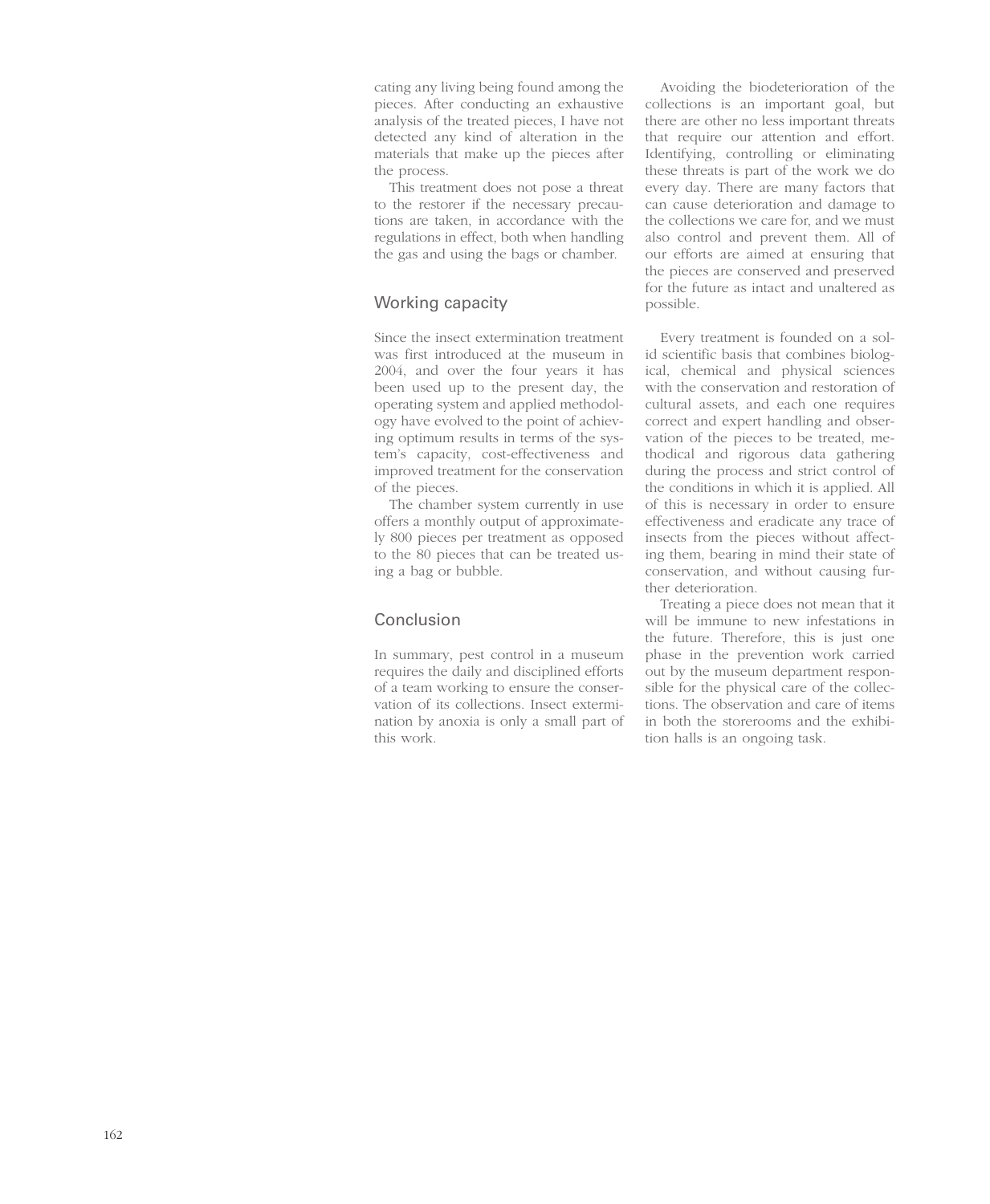cating any living being found among the pieces. After conducting an exhaustive analysis of the treated pieces, I have not detected any kind of alteration in the materials that make up the pieces after the process.

This treatment does not pose a threat to the restorer if the necessary precautions are taken, in accordance with the regulations in effect, both when handling the gas and using the bags or chamber.

## Working capacity

Since the insect extermination treatment was first introduced at the museum in 2004, and over the four years it has been used up to the present day, the operating system and applied methodology have evolved to the point of achieving optimum results in terms of the system's capacity, cost-effectiveness and improved treatment for the conservation of the pieces.

The chamber system currently in use offers a monthly output of approximately 800 pieces per treatment as opposed to the 80 pieces that can be treated using a bag or bubble.

## Conclusion

In summary, pest control in a museum requires the daily and disciplined efforts of a team working to ensure the conservation of its collections. Insect extermination by anoxia is only a small part of this work.

Avoiding the biodeterioration of the collections is an important goal, but there are other no less important threats that require our attention and effort. Identifying, controlling or eliminating these threats is part of the work we do every day. There are many factors that can cause deterioration and damage to the collections we care for, and we must also control and prevent them. All of our efforts are aimed at ensuring that the pieces are conserved and preserved for the future as intact and unaltered as possible.

Every treatment is founded on a solid scientific basis that combines biological, chemical and physical sciences with the conservation and restoration of cultural assets, and each one requires correct and expert handling and observation of the pieces to be treated, methodical and rigorous data gathering during the process and strict control of the conditions in which it is applied. All of this is necessary in order to ensure effectiveness and eradicate any trace of insects from the pieces without affecting them, bearing in mind their state of conservation, and without causing further deterioration.

Treating a piece does not mean that it will be immune to new infestations in the future. Therefore, this is just one phase in the prevention work carried out by the museum department responsible for the physical care of the collections. The observation and care of items in both the storerooms and the exhibition halls is an ongoing task.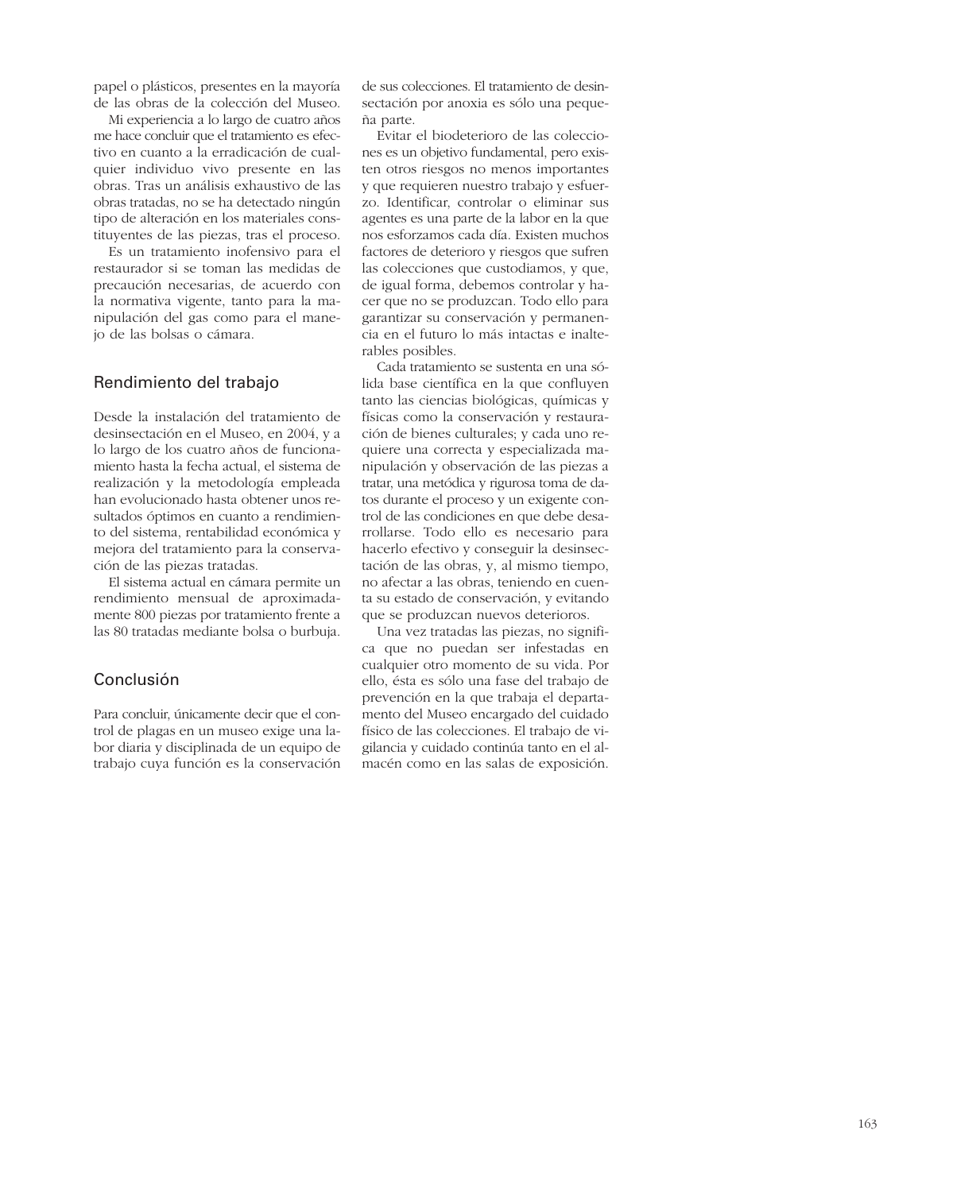papel o plásticos, presentes en la mayoría de las obras de la colección del Museo.

Mi experiencia a lo largo de cuatro años me hace concluir que el tratamiento es efectivo en cuanto a la erradicación de cualquier individuo vivo presente en las obras. Tras un análisis exhaustivo de las obras tratadas, no se ha detectado ningún tipo de alteración en los materiales constituyentes de las piezas, tras el proceso.

Es un tratamiento inofensivo para el restaurador si se toman las medidas de precaución necesarias, de acuerdo con la normativa vigente, tanto para la manipulación del gas como para el manejo de las bolsas o cámara.

## Rendimiento del trabajo

Desde la instalación del tratamiento de desinsectación en el Museo, en 2004, y a lo largo de los cuatro años de funcionamiento hasta la fecha actual, el sistema de realización y la metodología empleada han evolucionado hasta obtener unos resultados óptimos en cuanto a rendimiento del sistema, rentabilidad económica y mejora del tratamiento para la conservación de las piezas tratadas.

El sistema actual en cámara permite un rendimiento mensual de aproximadamente 800 piezas por tratamiento frente a las 80 tratadas mediante bolsa o burbuja.

## Conclusión

Para concluir, únicamente decir que el control de plagas en un museo exige una labor diaria y disciplinada de un equipo de trabajo cuya función es la conservación de sus colecciones. El tratamiento de desinsectación por anoxia es sólo una pequeña parte.

Evitar el biodeterioro de las colecciones es un objetivo fundamental, pero existen otros riesgos no menos importantes y que requieren nuestro trabajo y esfuerzo. Identificar, controlar o eliminar sus agentes es una parte de la labor en la que nos esforzamos cada día. Existen muchos factores de deterioro y riesgos que sufren las colecciones que custodiamos, y que, de igual forma, debemos controlar y hacer que no se produzcan. Todo ello para garantizar su conservación y permanencia en el futuro lo más intactas e inalterables posibles.

Cada tratamiento se sustenta en una sólida base científica en la que confluyen tanto las ciencias biológicas, químicas y físicas como la conservación y restauración de bienes culturales; y cada uno requiere una correcta y especializada manipulación y observación de las piezas a tratar, una metódica y rigurosa toma de datos durante el proceso y un exigente control de las condiciones en que debe desarrollarse. Todo ello es necesario para hacerlo efectivo y conseguir la desinsectación de las obras, y, al mismo tiempo, no afectar a las obras, teniendo en cuenta su estado de conservación, y evitando que se produzcan nuevos deterioros.

Una vez tratadas las piezas, no significa que no puedan ser infestadas en cualquier otro momento de su vida. Por ello, ésta es sólo una fase del trabajo de prevención en la que trabaja el departamento del Museo encargado del cuidado físico de las colecciones. El trabajo de vigilancia y cuidado continúa tanto en el almacén como en las salas de exposición.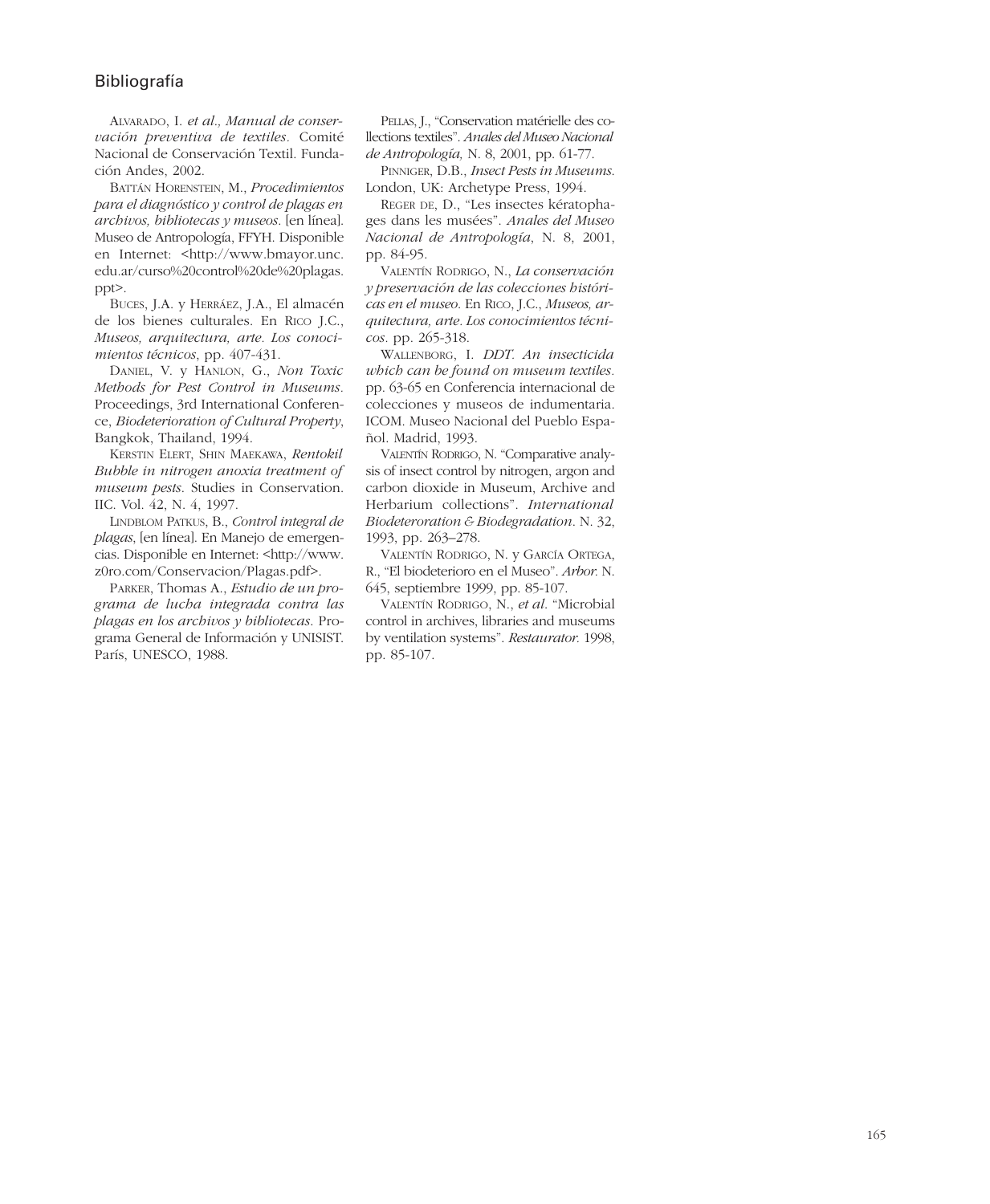## Bibliografía

ALVARADO, I. *et al., Manual de conservación preventiva de textiles.* Comité Nacional de Conservación Textil. Fundación Andes, 2002.

BATTÁN HORENSTEIN, M., *Procedimientos para el diagnóstico y control de plagas en archivos, bibliotecas y museos.* [en línea]. Museo de Antropología, FFYH. Disponible en Internet: <http://www.bmayor.unc.edu.ar/curso%20control%20de%20plagas.ppt>.

BUCES, J.A. y HERRÁEZ, J.A., El almacén de los bienes culturales. En RICO J.C., *Museos, arquitectura, arte. Los conocimientos técnicos*, pp. 407-431.

DANIEL, V. y HANLON, G., *Non Toxic Methods for Pest Control in Museums.* Proceedings, 3rd International Conference, *Biodeterioration of Cultural Property*, Bangkok, Thailand, 1994.

KERSTIN ELERT, SHIN MAEKAWA, *Rentokil Bubble in nitrogen anoxia treatment of museum pests.* Studies in Conservation. IIC. Vol. 42, N. 4, 1997.

LINDBLOM PATKUS, B., *Control integral de plagas*, [en línea]. En Manejo de emergencias. Disponible en Internet: <http://www.z0ro.com/Conservacion/Plagas.pdf>.

PARKER, Thomas A., *Estudio de un programa de lucha integrada contra las plagas en los archivos y bibliotecas.* Programa General de Información y UNISIST. París, UNESCO, 1988.

PELLAS, J., "Conservation matérielle des collections textiles". *Anales del Museo Nacional de Antropología,* N. 8, 2001, pp. 61-77.

PINNIGER, D.B., *Insect Pests in Museums.* London, UK: Archetype Press, 1994.

REGER DE, D., "Les insectes kératophages dans les musées". *Anales del Museo Nacional de Antropología*, N. 8, 2001, pp. 84-95.

VALENTÍN RODRIGO, N., *La conservación y preservación de las colecciones históricas en el museo.* En RICO, J.C., *Museos, arquitectura, arte. Los conocimientos técnicos.* pp. 265-318.

WALLENBORG, I. *DDT. An insecticida which can be found on museum textiles.* pp. 63-65 en Conferencia internacional de colecciones y museos de indumentaria. ICOM. Museo Nacional del Pueblo Español. Madrid, 1993.

VALENTÍN RODRIGO, N. "Comparative analysis of insect control by nitrogen, argon and carbon dioxide in Museum, Archive and Herbarium collections". *International Biodeteroration & Biodegradation*. N. 32, 1993, pp. 263–278.

VALENTÍN RODRIGO, N. y GARCÍA ORTEGA, R., "El biodeterioro en el Museo". *Arbor.* N. 645, septiembre 1999, pp. 85-107.

VALENTÍN RODRIGO, N., *et al*. "Microbial control in archives, libraries and museums by ventilation systems". *Restaurator.* 1998, pp. 85-107.